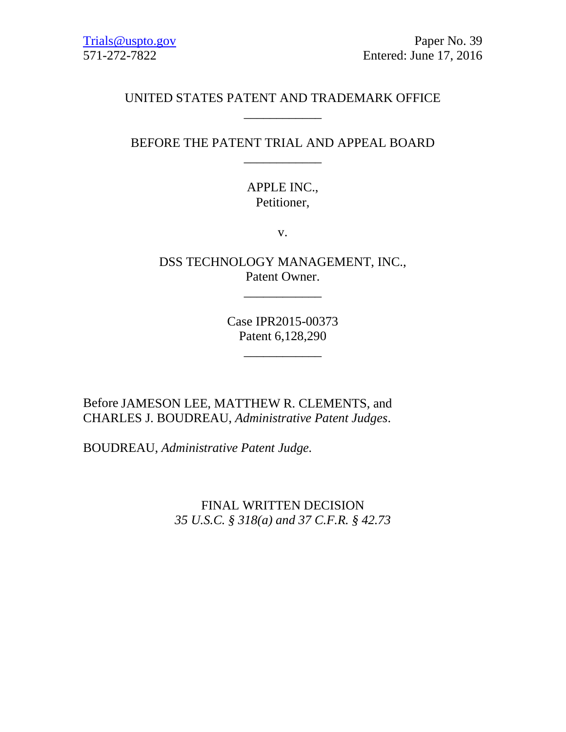Trials@uspto.gov
571-272-7822

Paper No. 39
Entered: June 17, 2016

UNITED STATES PATENT AND TRADEMARK OFFICE

____________

BEFORE THE PATENT TRIAL AND APPEAL BOARD

____________

APPLE INC.,
Petitioner,

v.

DSS TECHNOLOGY MANAGEMENT, INC.,
Patent Owner.

____________

Case IPR2015-00373
Patent 6,128,290

____________

Before JAMESON LEE, MATTHEW R. CLEMENTS, and CHARLES J. BOUDREAU, *Administrative Patent Judges*.

BOUDREAU, *Administrative Patent Judge.*

FINAL WRITTEN DECISION
*35 U.S.C. § 318(a) and 37 C.F.R. § 42.73*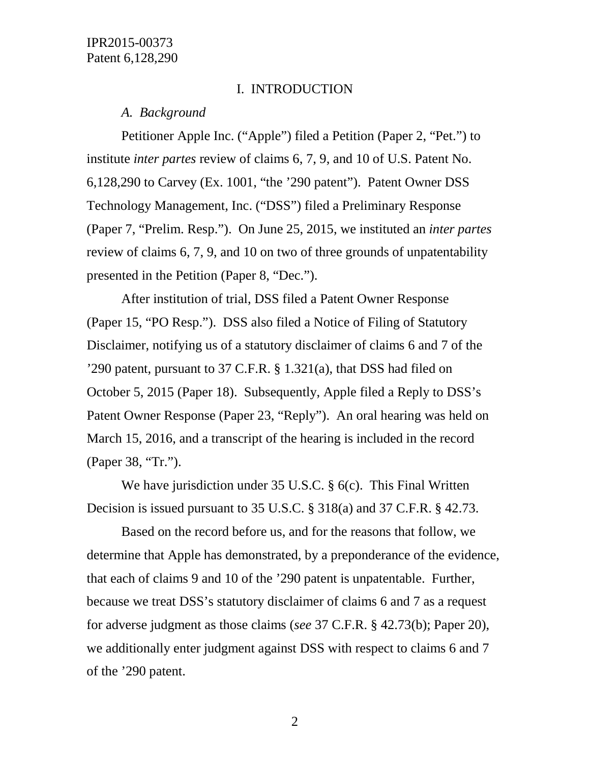## I. INTRODUCTION

### *A. Background*

Petitioner Apple Inc. ("Apple") filed a Petition (Paper 2, "Pet.") to institute *inter partes* review of claims 6, 7, 9, and 10 of U.S. Patent No. 6,128,290 to Carvey (Ex. 1001, "the '290 patent"). Patent Owner DSS Technology Management, Inc. ("DSS") filed a Preliminary Response (Paper 7, "Prelim. Resp."). On June 25, 2015, we instituted an *inter partes* review of claims 6, 7, 9, and 10 on two of three grounds of unpatentability presented in the Petition (Paper 8, "Dec.").

After institution of trial, DSS filed a Patent Owner Response (Paper 15, "PO Resp."). DSS also filed a Notice of Filing of Statutory Disclaimer, notifying us of a statutory disclaimer of claims 6 and 7 of the '290 patent, pursuant to 37 C.F.R. § 1.321(a), that DSS had filed on October 5, 2015 (Paper 18). Subsequently, Apple filed a Reply to DSS's Patent Owner Response (Paper 23, "Reply"). An oral hearing was held on March 15, 2016, and a transcript of the hearing is included in the record (Paper 38, "Tr.").

We have jurisdiction under 35 U.S.C. § 6(c). This Final Written Decision is issued pursuant to 35 U.S.C. § 318(a) and 37 C.F.R. § 42.73.

Based on the record before us, and for the reasons that follow, we determine that Apple has demonstrated, by a preponderance of the evidence, that each of claims 9 and 10 of the '290 patent is unpatentable. Further, because we treat DSS's statutory disclaimer of claims 6 and 7 as a request for adverse judgment as those claims (*see* 37 C.F.R. § 42.73(b); Paper 20), we additionally enter judgment against DSS with respect to claims 6 and 7 of the '290 patent.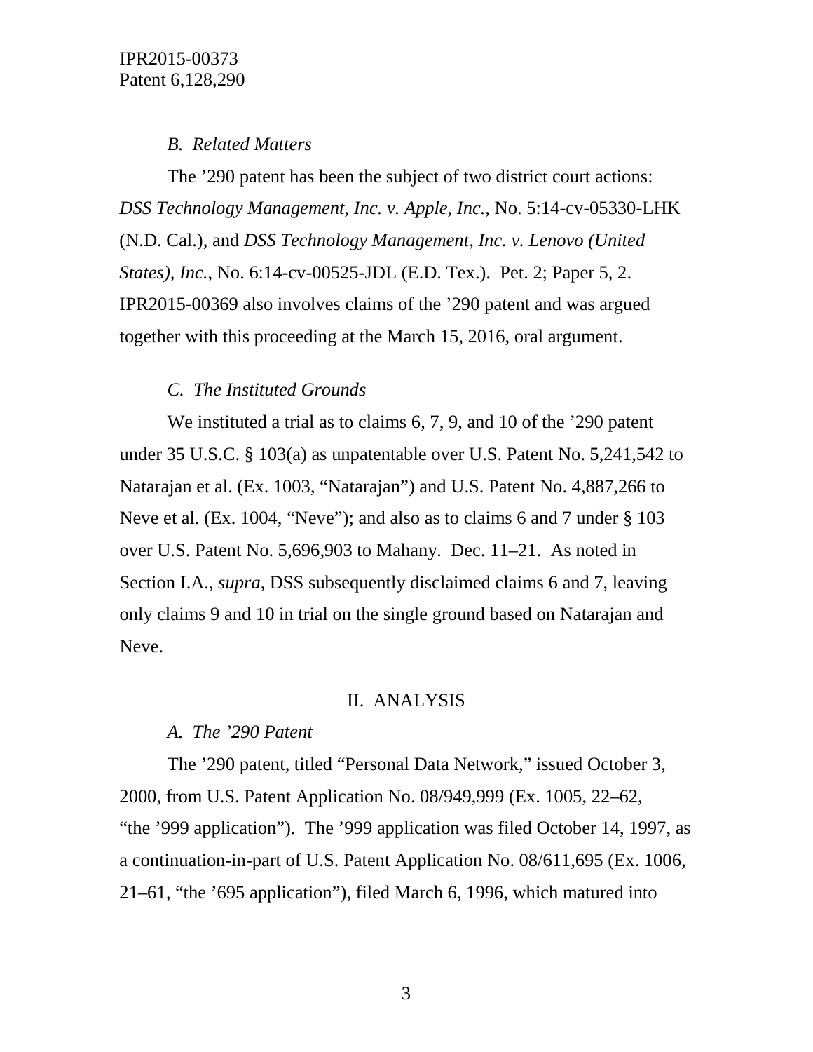### *B. Related Matters*

The ’290 patent has been the subject of two district court actions: *DSS Technology Management, Inc. v. Apple, Inc.*, No. 5:14-cv-05330-LHK (N.D. Cal.), and *DSS Technology Management, Inc. v. Lenovo (United States), Inc.*, No. 6:14-cv-00525-JDL (E.D. Tex.). Pet. 2; Paper 5, 2. IPR2015-00369 also involves claims of the ’290 patent and was argued together with this proceeding at the March 15, 2016, oral argument.

### *C. The Instituted Grounds*

We instituted a trial as to claims 6, 7, 9, and 10 of the ’290 patent under 35 U.S.C. § 103(a) as unpatentable over U.S. Patent No. 5,241,542 to Natarajan et al. (Ex. 1003, “Natarajan”) and U.S. Patent No. 4,887,266 to Neve et al. (Ex. 1004, “Neve”); and also as to claims 6 and 7 under § 103 over U.S. Patent No. 5,696,903 to Mahany. Dec. 11–21. As noted in Section I.A., *supra*, DSS subsequently disclaimed claims 6 and 7, leaving only claims 9 and 10 in trial on the single ground based on Natarajan and Neve.

## II. ANALYSIS

### *A. The ’290 Patent*

The ’290 patent, titled “Personal Data Network,” issued October 3, 2000, from U.S. Patent Application No. 08/949,999 (Ex. 1005, 22–62, “the ’999 application”). The ’999 application was filed October 14, 1997, as a continuation-in-part of U.S. Patent Application No. 08/611,695 (Ex. 1006, 21–61, “the ’695 application”), filed March 6, 1996, which matured into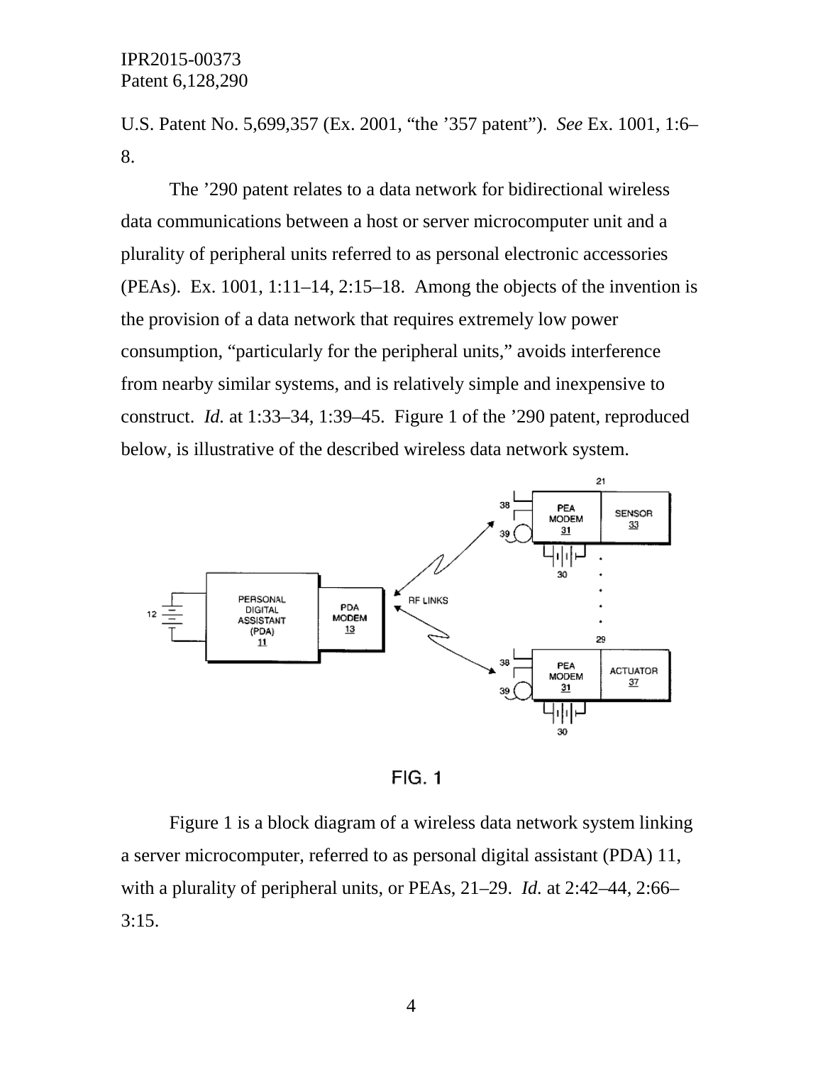U.S. Patent No. 5,699,357 (Ex. 2001, "the '357 patent"). *See* Ex. 1001, 1:6–8.

The '290 patent relates to a data network for bidirectional wireless data communications between a host or server microcomputer unit and a plurality of peripheral units referred to as personal electronic accessories (PEAs). Ex. 1001, 1:11–14, 2:15–18. Among the objects of the invention is the provision of a data network that requires extremely low power consumption, "particularly for the peripheral units," avoids interference from nearby similar systems, and is relatively simple and inexpensive to construct. *Id.* at 1:33–34, 1:39–45. Figure 1 of the '290 patent, reproduced below, is illustrative of the described wireless data network system.

FIG. 1

Figure 1 is a block diagram of a wireless data network system linking a server microcomputer, referred to as personal digital assistant (PDA) 11, with a plurality of peripheral units, or PEAs, 21–29. *Id.* at 2:42–44, 2:66–3:15.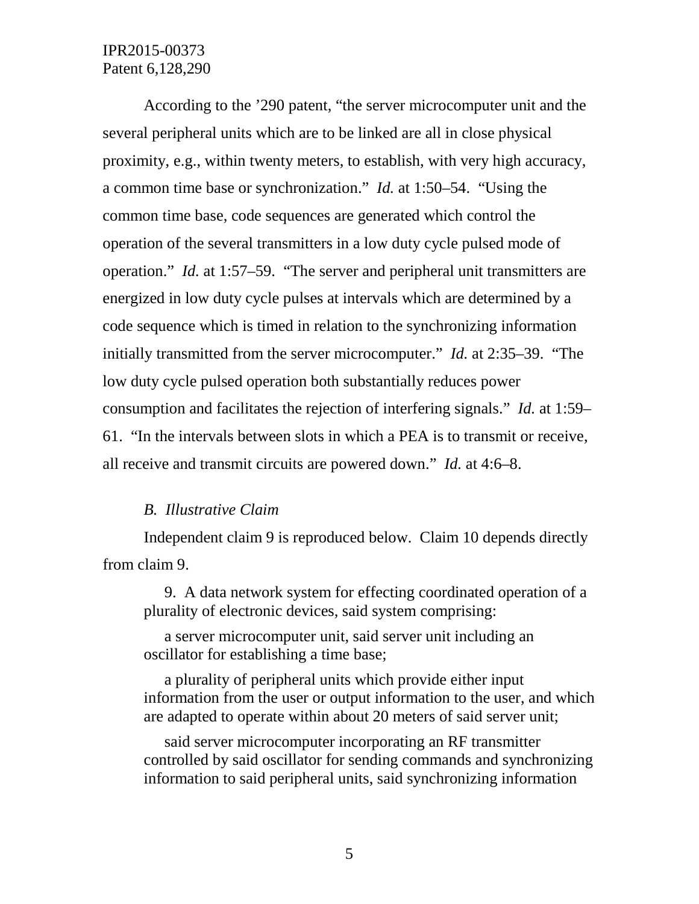According to the ’290 patent, “the server microcomputer unit and the several peripheral units which are to be linked are all in close physical proximity, e.g., within twenty meters, to establish, with very high accuracy, a common time base or synchronization.” *Id.* at 1:50–54. “Using the common time base, code sequences are generated which control the operation of the several transmitters in a low duty cycle pulsed mode of operation.” *Id.* at 1:57–59. “The server and peripheral unit transmitters are energized in low duty cycle pulses at intervals which are determined by a code sequence which is timed in relation to the synchronizing information initially transmitted from the server microcomputer.” *Id.* at 2:35–39. “The low duty cycle pulsed operation both substantially reduces power consumption and facilitates the rejection of interfering signals.” *Id.* at 1:59–61. “In the intervals between slots in which a PEA is to transmit or receive, all receive and transmit circuits are powered down.” *Id.* at 4:6–8.

### *B. Illustrative Claim*

Independent claim 9 is reproduced below. Claim 10 depends directly from claim 9.

> 9. A data network system for effecting coordinated operation of a plurality of electronic devices, said system comprising:
>
> a server microcomputer unit, said server unit including an oscillator for establishing a time base;
>
> a plurality of peripheral units which provide either input information from the user or output information to the user, and which are adapted to operate within about 20 meters of said server unit;
>
> said server microcomputer incorporating an RF transmitter controlled by said oscillator for sending commands and synchronizing information to said peripheral units, said synchronizing information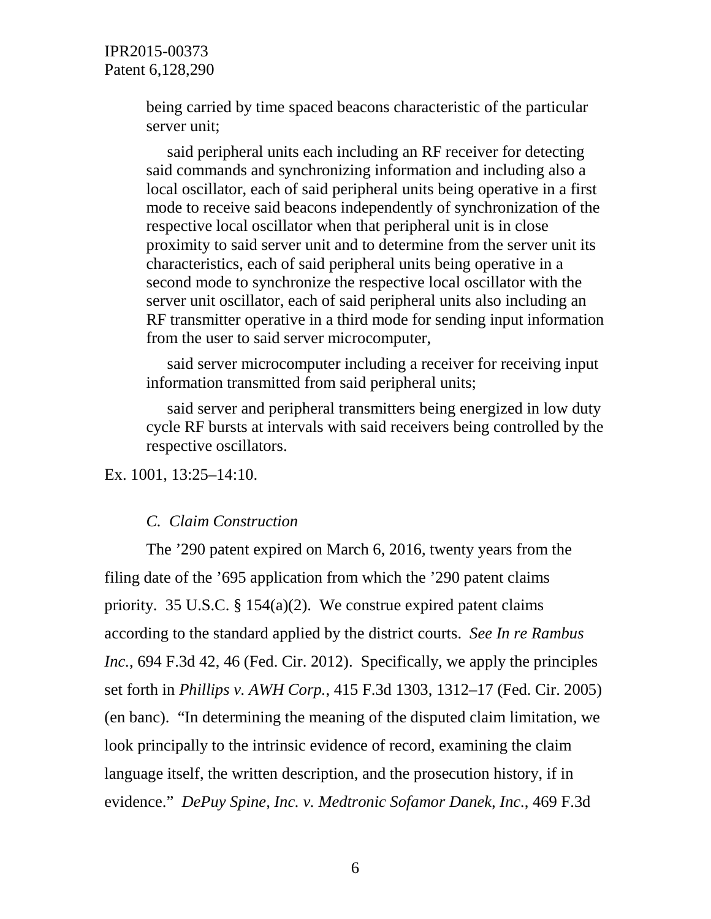being carried by time spaced beacons characteristic of the particular server unit;

> said peripheral units each including an RF receiver for detecting said commands and synchronizing information and including also a local oscillator, each of said peripheral units being operative in a first mode to receive said beacons independently of synchronization of the respective local oscillator when that peripheral unit is in close proximity to said server unit and to determine from the server unit its characteristics, each of said peripheral units being operative in a second mode to synchronize the respective local oscillator with the server unit oscillator, each of said peripheral units also including an RF transmitter operative in a third mode for sending input information from the user to said server microcomputer,
>
> said server microcomputer including a receiver for receiving input information transmitted from said peripheral units;
>
> said server and peripheral transmitters being energized in low duty cycle RF bursts at intervals with said receivers being controlled by the respective oscillators.

Ex. 1001, 13:25–14:10.

### *C. Claim Construction*

The ’290 patent expired on March 6, 2016, twenty years from the filing date of the ’695 application from which the ’290 patent claims priority. 35 U.S.C. § 154(a)(2). We construe expired patent claims according to the standard applied by the district courts. *See In re Rambus Inc.*, 694 F.3d 42, 46 (Fed. Cir. 2012). Specifically, we apply the principles set forth in *Phillips v. AWH Corp.*, 415 F.3d 1303, 1312–17 (Fed. Cir. 2005) (en banc). “In determining the meaning of the disputed claim limitation, we look principally to the intrinsic evidence of record, examining the claim language itself, the written description, and the prosecution history, if in evidence.” *DePuy Spine, Inc. v. Medtronic Sofamor Danek, Inc.*, 469 F.3d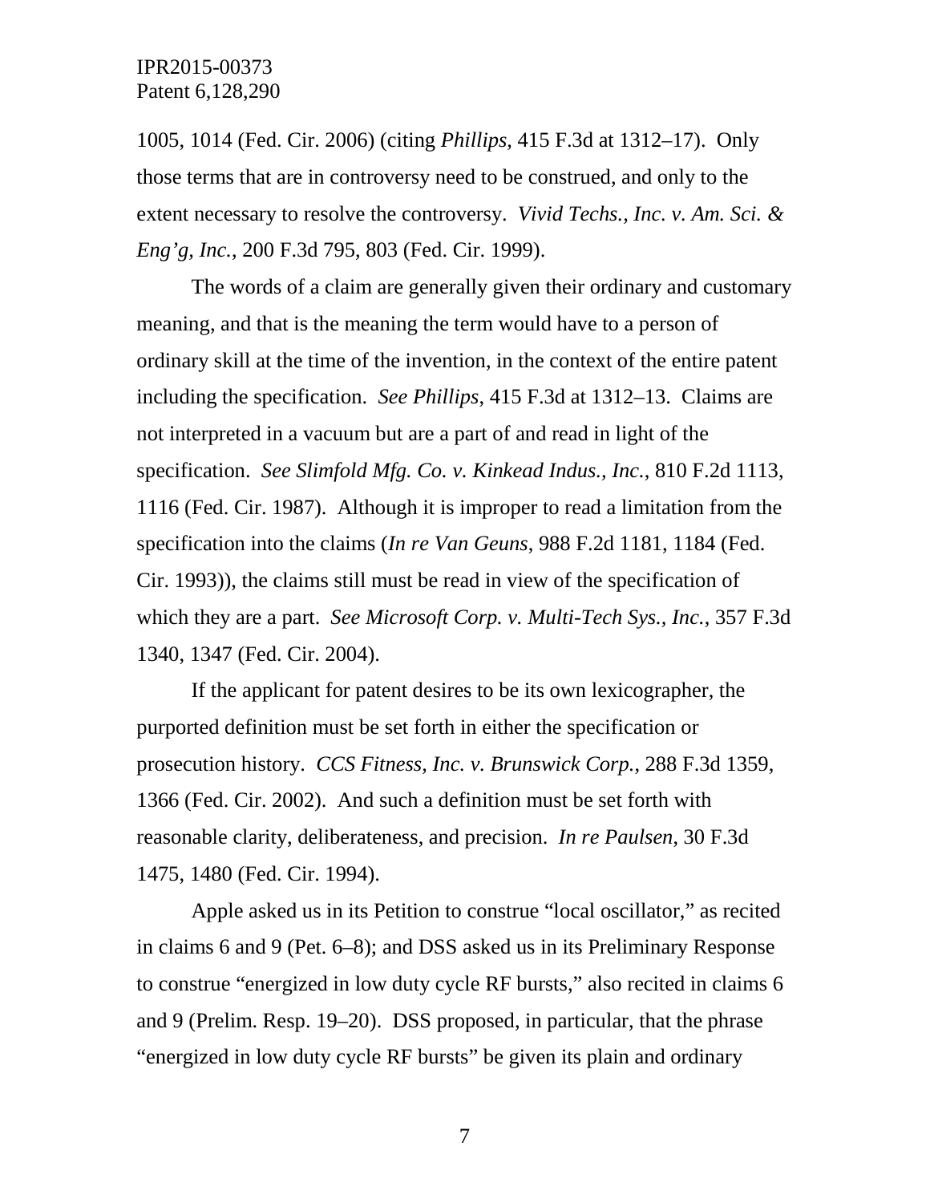1005, 1014 (Fed. Cir. 2006) (citing *Phillips*, 415 F.3d at 1312–17). Only those terms that are in controversy need to be construed, and only to the extent necessary to resolve the controversy. *Vivid Techs., Inc. v. Am. Sci. & Eng'g, Inc.*, 200 F.3d 795, 803 (Fed. Cir. 1999).

The words of a claim are generally given their ordinary and customary meaning, and that is the meaning the term would have to a person of ordinary skill at the time of the invention, in the context of the entire patent including the specification. *See Phillips*, 415 F.3d at 1312–13. Claims are not interpreted in a vacuum but are a part of and read in light of the specification. *See Slimfold Mfg. Co. v. Kinkead Indus., Inc.*, 810 F.2d 1113, 1116 (Fed. Cir. 1987). Although it is improper to read a limitation from the specification into the claims (*In re Van Geuns*, 988 F.2d 1181, 1184 (Fed. Cir. 1993)), the claims still must be read in view of the specification of which they are a part. *See Microsoft Corp. v. Multi-Tech Sys., Inc.*, 357 F.3d 1340, 1347 (Fed. Cir. 2004).

If the applicant for patent desires to be its own lexicographer, the purported definition must be set forth in either the specification or prosecution history. *CCS Fitness, Inc. v. Brunswick Corp.*, 288 F.3d 1359, 1366 (Fed. Cir. 2002). And such a definition must be set forth with reasonable clarity, deliberateness, and precision. *In re Paulsen*, 30 F.3d 1475, 1480 (Fed. Cir. 1994).

Apple asked us in its Petition to construe "local oscillator," as recited in claims 6 and 9 (Pet. 6–8); and DSS asked us in its Preliminary Response to construe "energized in low duty cycle RF bursts," also recited in claims 6 and 9 (Prelim. Resp. 19–20). DSS proposed, in particular, that the phrase "energized in low duty cycle RF bursts" be given its plain and ordinary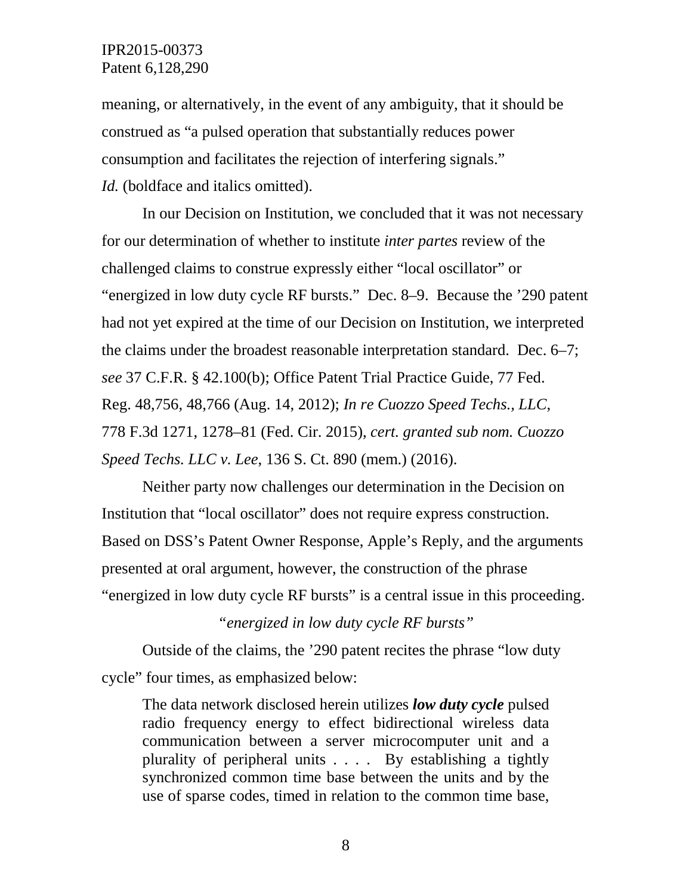meaning, or alternatively, in the event of any ambiguity, that it should be construed as "a pulsed operation that substantially reduces power consumption and facilitates the rejection of interfering signals." *Id.* (boldface and italics omitted).

In our Decision on Institution, we concluded that it was not necessary for our determination of whether to institute *inter partes* review of the challenged claims to construe expressly either "local oscillator" or "energized in low duty cycle RF bursts." Dec. 8–9. Because the '290 patent had not yet expired at the time of our Decision on Institution, we interpreted the claims under the broadest reasonable interpretation standard. Dec. 6–7; *see* 37 C.F.R. § 42.100(b); Office Patent Trial Practice Guide, 77 Fed. Reg. 48,756, 48,766 (Aug. 14, 2012); *In re Cuozzo Speed Techs., LLC*, 778 F.3d 1271, 1278–81 (Fed. Cir. 2015), *cert. granted sub nom. Cuozzo Speed Techs. LLC v. Lee*, 136 S. Ct. 890 (mem.) (2016).

Neither party now challenges our determination in the Decision on Institution that "local oscillator" does not require express construction. Based on DSS's Patent Owner Response, Apple's Reply, and the arguments presented at oral argument, however, the construction of the phrase "energized in low duty cycle RF bursts" is a central issue in this proceeding.

*"energized in low duty cycle RF bursts"*

Outside of the claims, the '290 patent recites the phrase "low duty cycle" four times, as emphasized below:

> The data network disclosed herein utilizes ***low duty cycle*** pulsed radio frequency energy to effect bidirectional wireless data communication between a server microcomputer unit and a plurality of peripheral units . . . . By establishing a tightly synchronized common time base between the units and by the use of sparse codes, timed in relation to the common time base,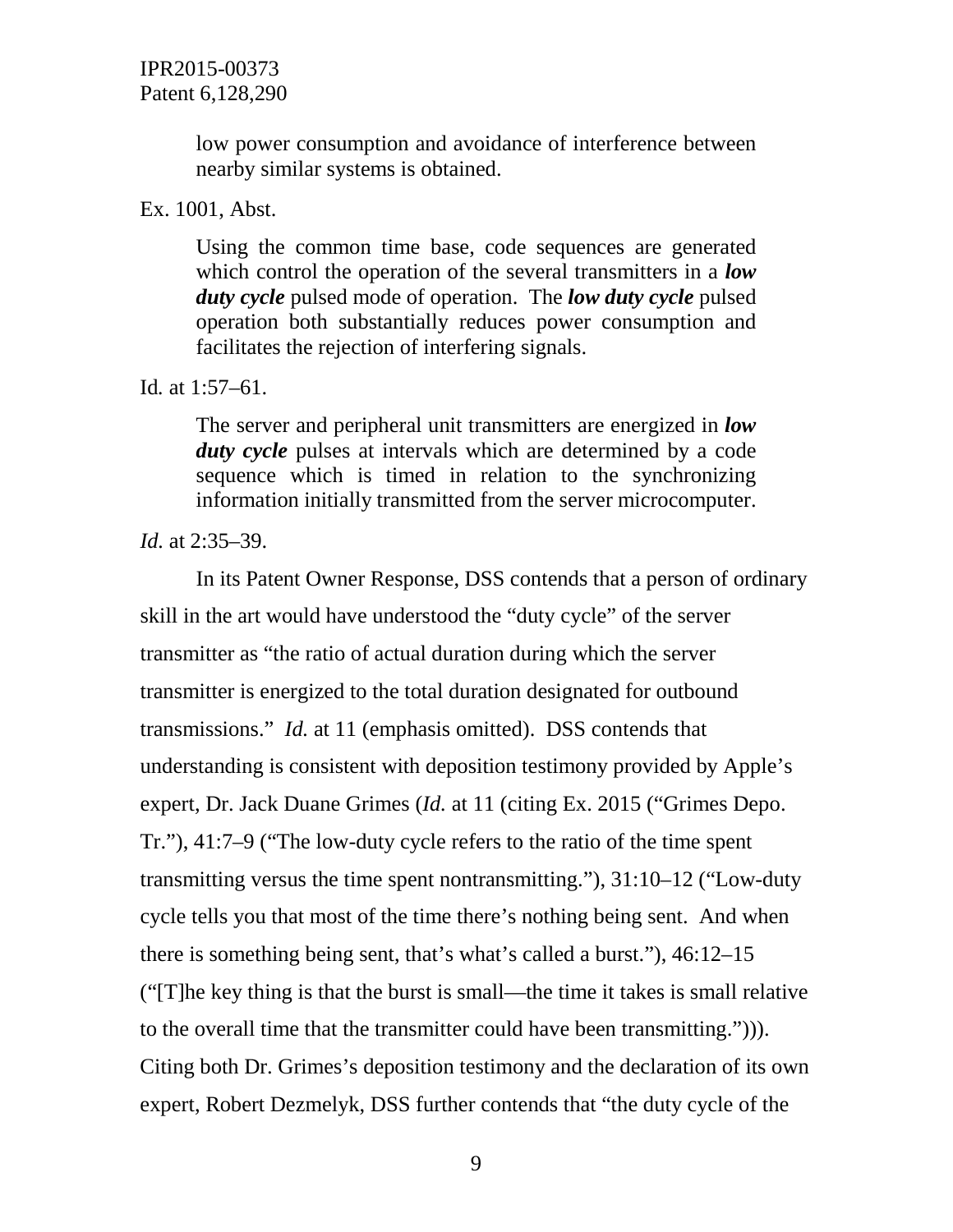> low power consumption and avoidance of interference between nearby similar systems is obtained.

Ex. 1001, Abst.

> Using the common time base, code sequences are generated which control the operation of the several transmitters in a ***low duty cycle*** pulsed mode of operation. The ***low duty cycle*** pulsed operation both substantially reduces power consumption and facilitates the rejection of interfering signals.

Id. at 1:57–61.

> The server and peripheral unit transmitters are energized in ***low duty cycle*** pulses at intervals which are determined by a code sequence which is timed in relation to the synchronizing information initially transmitted from the server microcomputer.

*Id.* at 2:35–39.

In its Patent Owner Response, DSS contends that a person of ordinary skill in the art would have understood the "duty cycle" of the server transmitter as "the ratio of actual duration during which the server transmitter is energized to the total duration designated for outbound transmissions." *Id.* at 11 (emphasis omitted). DSS contends that understanding is consistent with deposition testimony provided by Apple's expert, Dr. Jack Duane Grimes (*Id.* at 11 (citing Ex. 2015 ("Grimes Depo. Tr."), 41:7–9 ("The low-duty cycle refers to the ratio of the time spent transmitting versus the time spent nontransmitting."), 31:10–12 ("Low-duty cycle tells you that most of the time there's nothing being sent. And when there is something being sent, that's what's called a burst."), 46:12–15 ("[T]he key thing is that the burst is small—the time it takes is small relative to the overall time that the transmitter could have been transmitting."))). Citing both Dr. Grimes's deposition testimony and the declaration of its own expert, Robert Dezmelyk, DSS further contends that "the duty cycle of the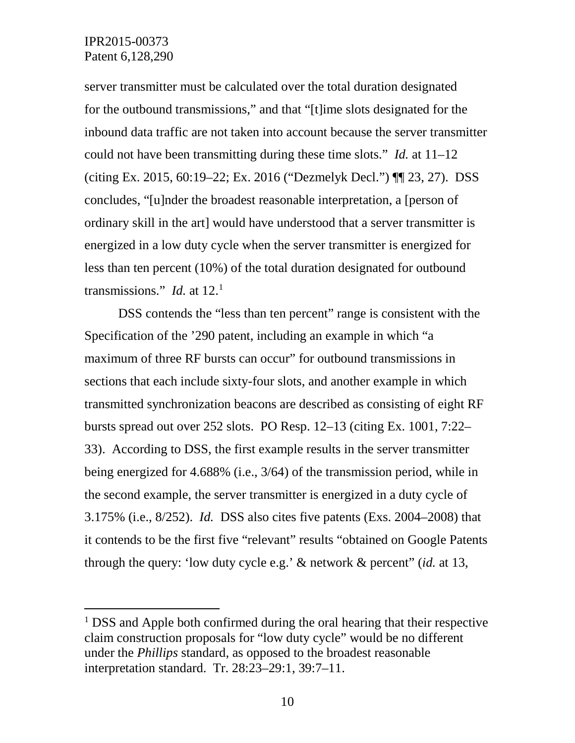server transmitter must be calculated over the total duration designated for the outbound transmissions," and that "[t]ime slots designated for the inbound data traffic are not taken into account because the server transmitter could not have been transmitting during these time slots." *Id.* at 11–12 (citing Ex. 2015, 60:19–22; Ex. 2016 ("Dezmelyk Decl.") ¶¶ 23, 27). DSS concludes, "[u]nder the broadest reasonable interpretation, a [person of ordinary skill in the art] would have understood that a server transmitter is energized in a low duty cycle when the server transmitter is energized for less than ten percent (10%) of the total duration designated for outbound transmissions." *Id.* at 12.[1]

DSS contends the "less than ten percent" range is consistent with the Specification of the '290 patent, including an example in which "a maximum of three RF bursts can occur" for outbound transmissions in sections that each include sixty-four slots, and another example in which transmitted synchronization beacons are described as consisting of eight RF bursts spread out over 252 slots. PO Resp. 12–13 (citing Ex. 1001, 7:22–33). According to DSS, the first example results in the server transmitter being energized for 4.688% (i.e., 3/64) of the transmission period, while in the second example, the server transmitter is energized in a duty cycle of 3.175% (i.e., 8/252). *Id.* DSS also cites five patents (Exs. 2004–2008) that it contends to be the first five "relevant" results "obtained on Google Patents through the query: 'low duty cycle e.g.' & network & percent" (*id.* at 13,

[1] DSS and Apple both confirmed during the oral hearing that their respective claim construction proposals for "low duty cycle" would be no different under the *Phillips* standard, as opposed to the broadest reasonable interpretation standard. Tr. 28:23–29:1, 39:7–11.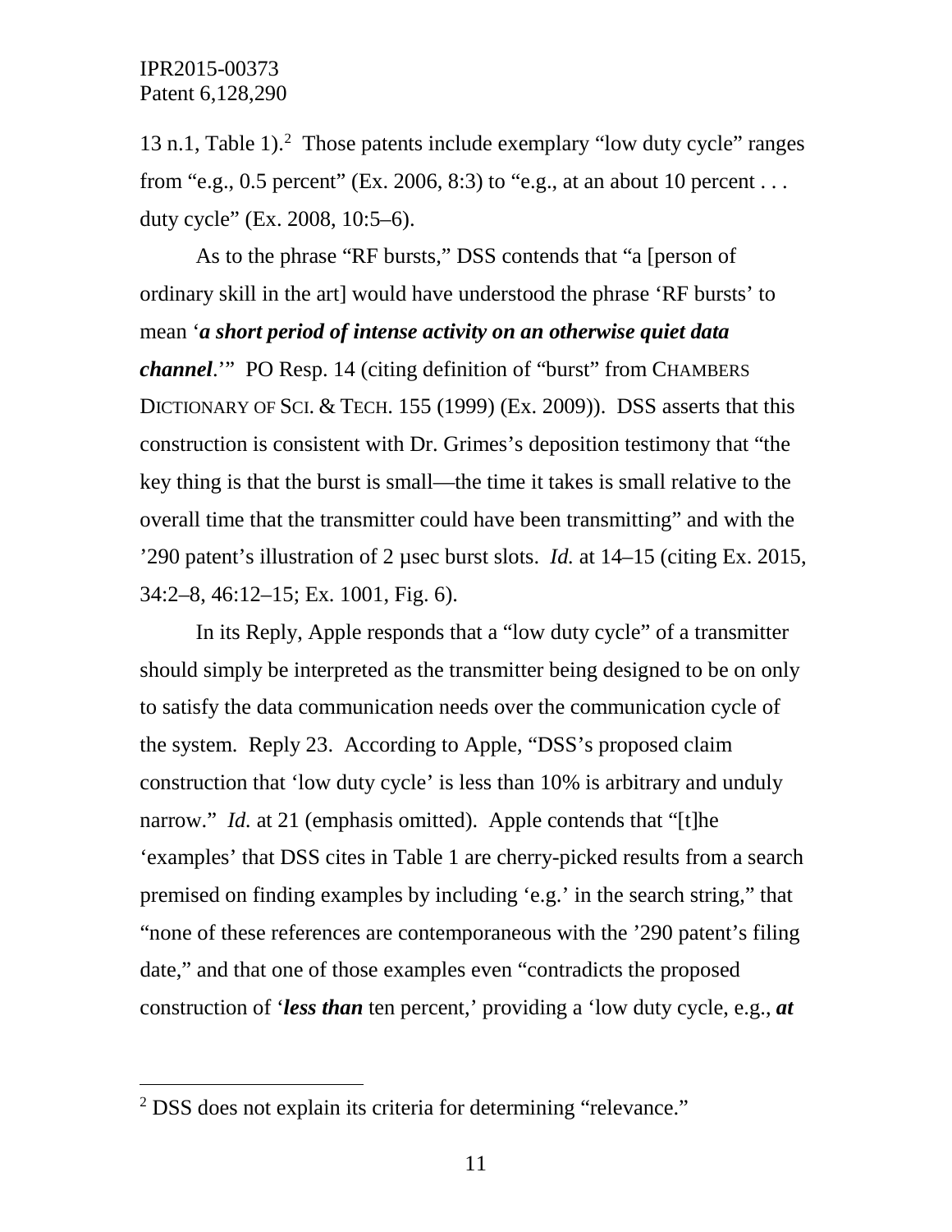13 n.1, Table 1).[2] Those patents include exemplary "low duty cycle" ranges from "e.g., 0.5 percent" (Ex. 2006, 8:3) to "e.g., at an about 10 percent . . . duty cycle" (Ex. 2008, 10:5–6).

As to the phrase "RF bursts," DSS contends that "a [person of ordinary skill in the art] would have understood the phrase 'RF bursts' to mean '***a short period of intense activity on an otherwise quiet data channel***.'" PO Resp. 14 (citing definition of "burst" from CHAMBERS DICTIONARY OF SCI. & TECH. 155 (1999) (Ex. 2009)). DSS asserts that this construction is consistent with Dr. Grimes's deposition testimony that "the key thing is that the burst is small—the time it takes is small relative to the overall time that the transmitter could have been transmitting" and with the '290 patent's illustration of 2 µsec burst slots. *Id.* at 14–15 (citing Ex. 2015, 34:2–8, 46:12–15; Ex. 1001, Fig. 6).

In its Reply, Apple responds that a "low duty cycle" of a transmitter should simply be interpreted as the transmitter being designed to be on only to satisfy the data communication needs over the communication cycle of the system. Reply 23. According to Apple, "DSS's proposed claim construction that 'low duty cycle' is less than 10% is arbitrary and unduly narrow." *Id.* at 21 (emphasis omitted). Apple contends that "[t]he 'examples' that DSS cites in Table 1 are cherry-picked results from a search premised on finding examples by including 'e.g.' in the search string," that "none of these references are contemporaneous with the '290 patent's filing date," and that one of those examples even "contradicts the proposed construction of '***less than*** ten percent,' providing a 'low duty cycle, e.g., ***at***

---

[2] DSS does not explain its criteria for determining "relevance."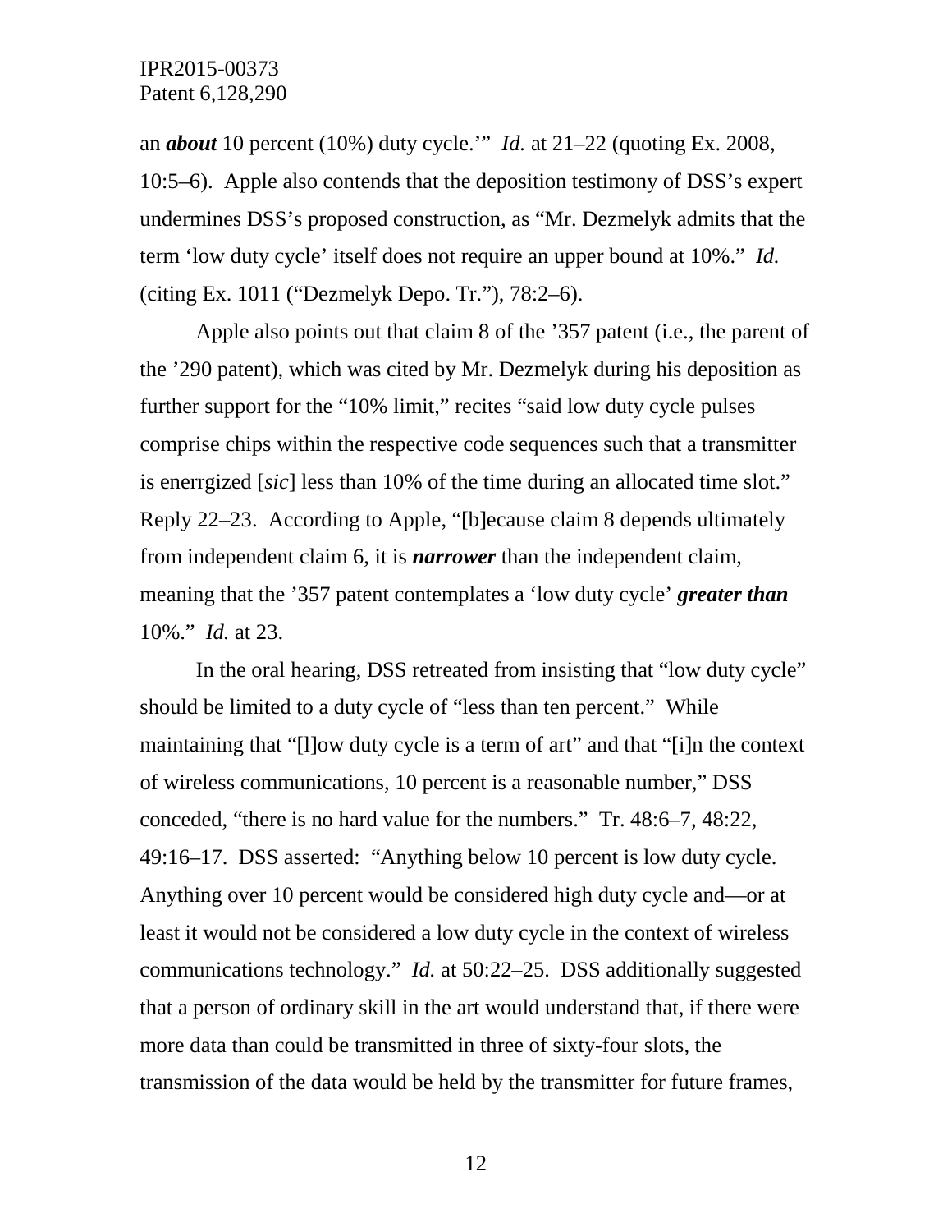an ***about*** 10 percent (10%) duty cycle.'" *Id.* at 21–22 (quoting Ex. 2008, 10:5–6). Apple also contends that the deposition testimony of DSS's expert undermines DSS's proposed construction, as "Mr. Dezmelyk admits that the term 'low duty cycle' itself does not require an upper bound at 10%." *Id.* (citing Ex. 1011 ("Dezmelyk Depo. Tr."), 78:2–6).

Apple also points out that claim 8 of the '357 patent (i.e., the parent of the '290 patent), which was cited by Mr. Dezmelyk during his deposition as further support for the "10% limit," recites "said low duty cycle pulses comprise chips within the respective code sequences such that a transmitter is enerrgized [*sic*] less than 10% of the time during an allocated time slot." Reply 22–23. According to Apple, "[b]ecause claim 8 depends ultimately from independent claim 6, it is ***narrower*** than the independent claim, meaning that the '357 patent contemplates a 'low duty cycle' ***greater than*** 10%." *Id.* at 23.

In the oral hearing, DSS retreated from insisting that "low duty cycle" should be limited to a duty cycle of "less than ten percent." While maintaining that "[l]ow duty cycle is a term of art" and that "[i]n the context of wireless communications, 10 percent is a reasonable number," DSS conceded, "there is no hard value for the numbers." Tr. 48:6–7, 48:22, 49:16–17. DSS asserted: "Anything below 10 percent is low duty cycle. Anything over 10 percent would be considered high duty cycle and—or at least it would not be considered a low duty cycle in the context of wireless communications technology." *Id.* at 50:22–25. DSS additionally suggested that a person of ordinary skill in the art would understand that, if there were more data than could be transmitted in three of sixty-four slots, the transmission of the data would be held by the transmitter for future frames,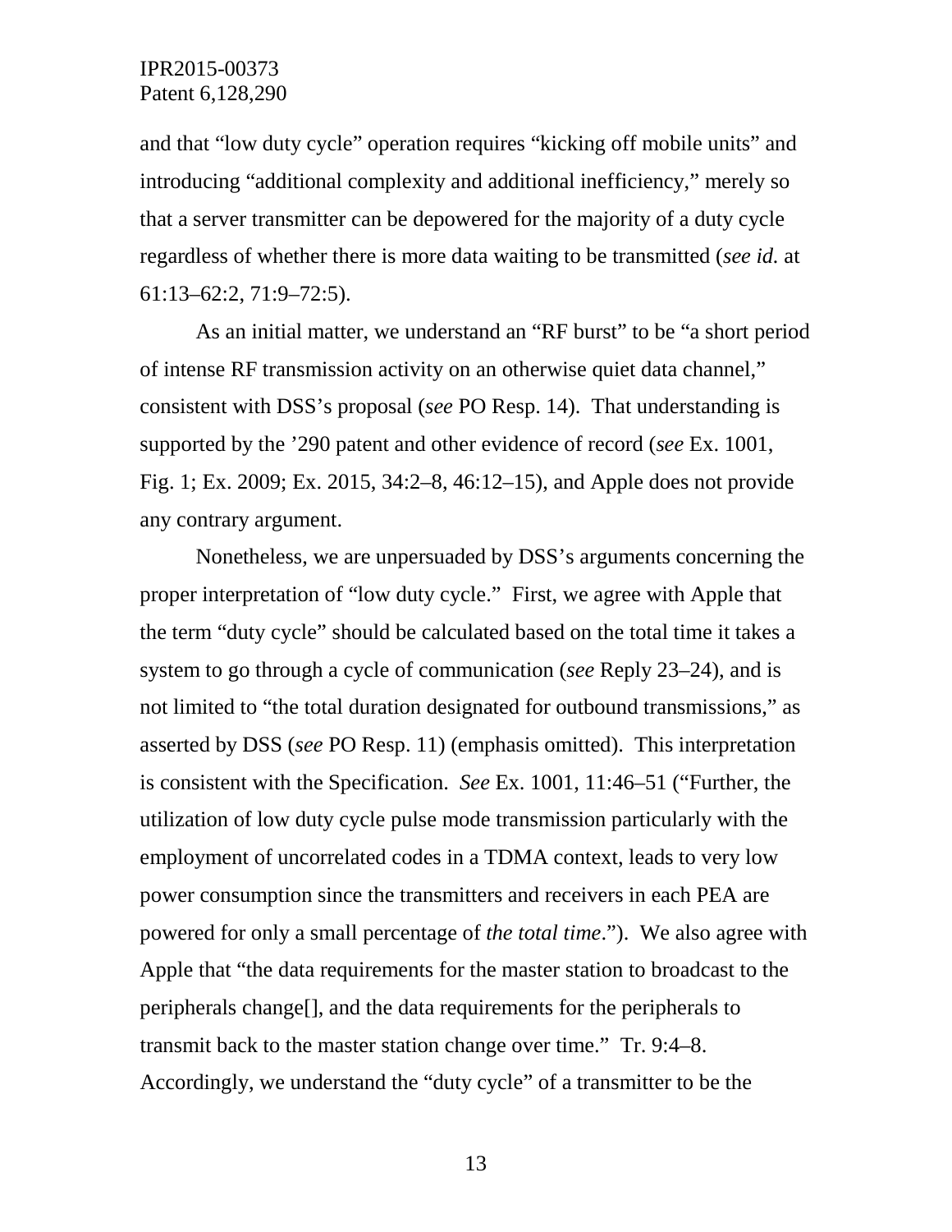and that "low duty cycle" operation requires "kicking off mobile units" and introducing "additional complexity and additional inefficiency," merely so that a server transmitter can be depowered for the majority of a duty cycle regardless of whether there is more data waiting to be transmitted (*see id.* at 61:13–62:2, 71:9–72:5).

As an initial matter, we understand an "RF burst" to be "a short period of intense RF transmission activity on an otherwise quiet data channel," consistent with DSS's proposal (*see* PO Resp. 14). That understanding is supported by the '290 patent and other evidence of record (*see* Ex. 1001, Fig. 1; Ex. 2009; Ex. 2015, 34:2–8, 46:12–15), and Apple does not provide any contrary argument.

Nonetheless, we are unpersuaded by DSS's arguments concerning the proper interpretation of "low duty cycle." First, we agree with Apple that the term "duty cycle" should be calculated based on the total time it takes a system to go through a cycle of communication (*see* Reply 23–24), and is not limited to "the total duration designated for outbound transmissions," as asserted by DSS (*see* PO Resp. 11) (emphasis omitted). This interpretation is consistent with the Specification. *See* Ex. 1001, 11:46–51 ("Further, the utilization of low duty cycle pulse mode transmission particularly with the employment of uncorrelated codes in a TDMA context, leads to very low power consumption since the transmitters and receivers in each PEA are powered for only a small percentage of *the total time*."). We also agree with Apple that "the data requirements for the master station to broadcast to the peripherals change[], and the data requirements for the peripherals to transmit back to the master station change over time." Tr. 9:4–8. Accordingly, we understand the "duty cycle" of a transmitter to be the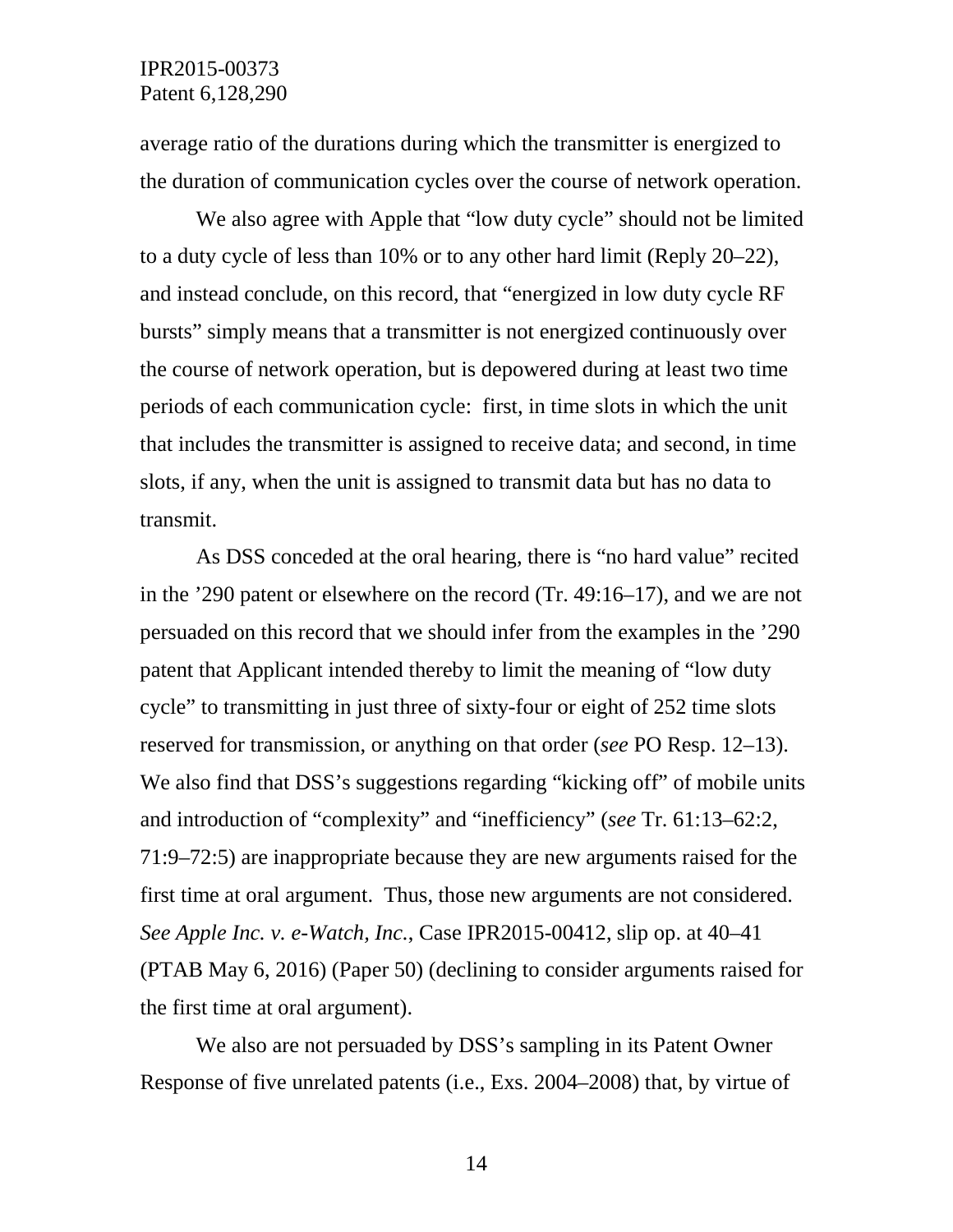average ratio of the durations during which the transmitter is energized to the duration of communication cycles over the course of network operation.

We also agree with Apple that "low duty cycle" should not be limited to a duty cycle of less than 10% or to any other hard limit (Reply 20–22), and instead conclude, on this record, that "energized in low duty cycle RF bursts" simply means that a transmitter is not energized continuously over the course of network operation, but is depowered during at least two time periods of each communication cycle: first, in time slots in which the unit that includes the transmitter is assigned to receive data; and second, in time slots, if any, when the unit is assigned to transmit data but has no data to transmit.

As DSS conceded at the oral hearing, there is "no hard value" recited in the '290 patent or elsewhere on the record (Tr. 49:16–17), and we are not persuaded on this record that we should infer from the examples in the '290 patent that Applicant intended thereby to limit the meaning of "low duty cycle" to transmitting in just three of sixty-four or eight of 252 time slots reserved for transmission, or anything on that order (*see* PO Resp. 12–13). We also find that DSS's suggestions regarding "kicking off" of mobile units and introduction of "complexity" and "inefficiency" (*see* Tr. 61:13–62:2, 71:9–72:5) are inappropriate because they are new arguments raised for the first time at oral argument. Thus, those new arguments are not considered. *See Apple Inc. v. e-Watch, Inc.*, Case IPR2015-00412, slip op. at 40–41 (PTAB May 6, 2016) (Paper 50) (declining to consider arguments raised for the first time at oral argument).

We also are not persuaded by DSS's sampling in its Patent Owner Response of five unrelated patents (i.e., Exs. 2004–2008) that, by virtue of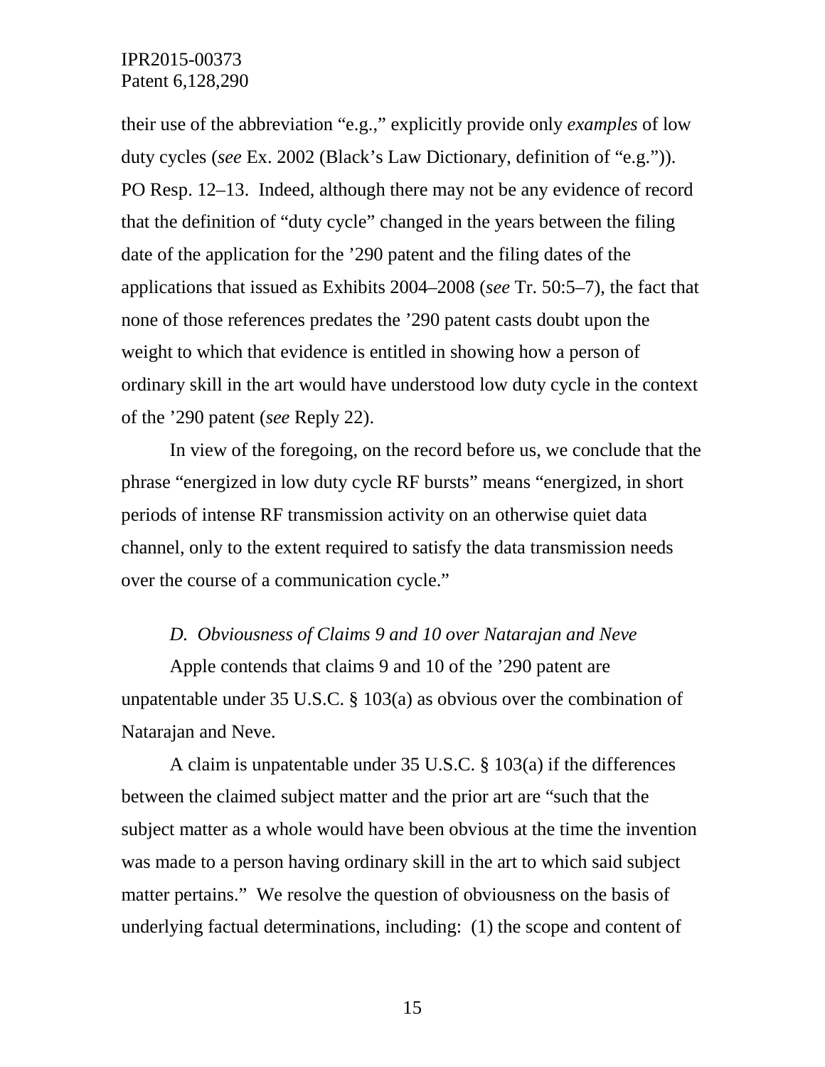their use of the abbreviation "e.g.," explicitly provide only *examples* of low duty cycles (*see* Ex. 2002 (Black's Law Dictionary, definition of "e.g.")). PO Resp. 12–13. Indeed, although there may not be any evidence of record that the definition of "duty cycle" changed in the years between the filing date of the application for the '290 patent and the filing dates of the applications that issued as Exhibits 2004–2008 (*see* Tr. 50:5–7), the fact that none of those references predates the '290 patent casts doubt upon the weight to which that evidence is entitled in showing how a person of ordinary skill in the art would have understood low duty cycle in the context of the '290 patent (*see* Reply 22).

In view of the foregoing, on the record before us, we conclude that the phrase "energized in low duty cycle RF bursts" means "energized, in short periods of intense RF transmission activity on an otherwise quiet data channel, only to the extent required to satisfy the data transmission needs over the course of a communication cycle."

### *D. Obviousness of Claims 9 and 10 over Natarajan and Neve*

Apple contends that claims 9 and 10 of the '290 patent are unpatentable under 35 U.S.C. § 103(a) as obvious over the combination of Natarajan and Neve.

A claim is unpatentable under 35 U.S.C. § 103(a) if the differences between the claimed subject matter and the prior art are "such that the subject matter as a whole would have been obvious at the time the invention was made to a person having ordinary skill in the art to which said subject matter pertains." We resolve the question of obviousness on the basis of underlying factual determinations, including: (1) the scope and content of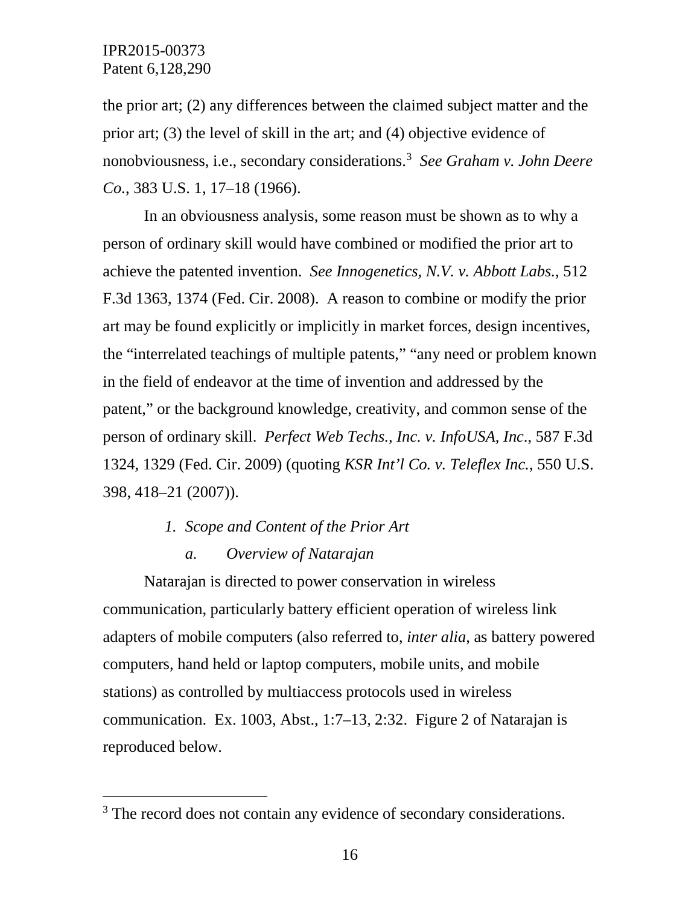the prior art; (2) any differences between the claimed subject matter and the prior art; (3) the level of skill in the art; and (4) objective evidence of nonobviousness, i.e., secondary considerations.[3] *See Graham v. John Deere Co.*, 383 U.S. 1, 17–18 (1966).

In an obviousness analysis, some reason must be shown as to why a person of ordinary skill would have combined or modified the prior art to achieve the patented invention. *See Innogenetics, N.V. v. Abbott Labs.*, 512 F.3d 1363, 1374 (Fed. Cir. 2008). A reason to combine or modify the prior art may be found explicitly or implicitly in market forces, design incentives, the "interrelated teachings of multiple patents," "any need or problem known in the field of endeavor at the time of invention and addressed by the patent," or the background knowledge, creativity, and common sense of the person of ordinary skill. *Perfect Web Techs., Inc. v. InfoUSA, Inc.*, 587 F.3d 1324, 1329 (Fed. Cir. 2009) (quoting *KSR Int'l Co. v. Teleflex Inc.*, 550 U.S. 398, 418–21 (2007)).

### *1. Scope and Content of the Prior Art*

#### *a. Overview of Natarajan*

Natarajan is directed to power conservation in wireless communication, particularly battery efficient operation of wireless link adapters of mobile computers (also referred to, *inter alia*, as battery powered computers, hand held or laptop computers, mobile units, and mobile stations) as controlled by multiaccess protocols used in wireless communication. Ex. 1003, Abst., 1:7–13, 2:32. Figure 2 of Natarajan is reproduced below.

---

[3] The record does not contain any evidence of secondary considerations.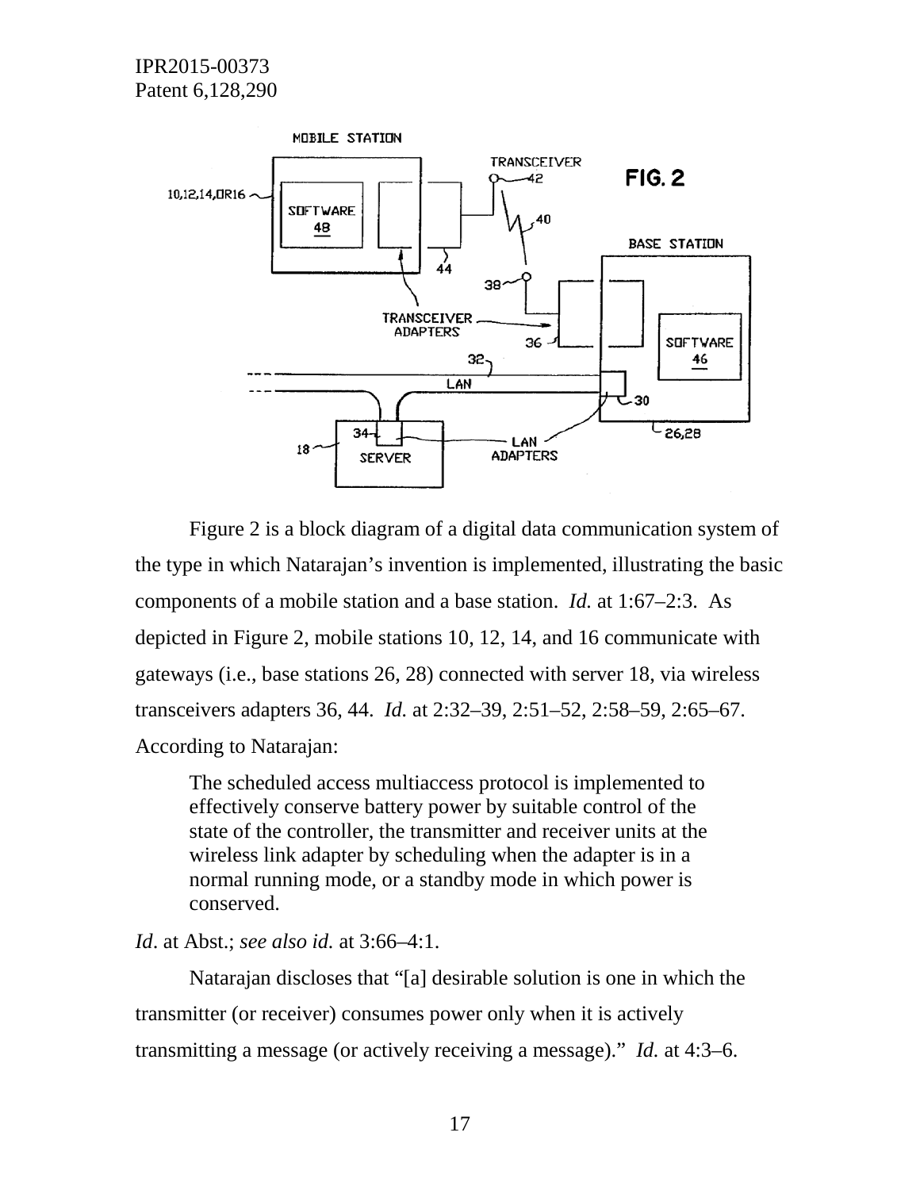Figure 2 is a block diagram of a digital data communication system of the type in which Natarajan's invention is implemented, illustrating the basic components of a mobile station and a base station. *Id.* at 1:67–2:3. As depicted in Figure 2, mobile stations 10, 12, 14, and 16 communicate with gateways (i.e., base stations 26, 28) connected with server 18, via wireless transceivers adapters 36, 44. *Id.* at 2:32–39, 2:51–52, 2:58–59, 2:65–67. According to Natarajan:

> The scheduled access multiaccess protocol is implemented to effectively conserve battery power by suitable control of the state of the controller, the transmitter and receiver units at the wireless link adapter by scheduling when the adapter is in a normal running mode, or a standby mode in which power is conserved.

*Id*. at Abst.; *see also id.* at 3:66–4:1.

Natarajan discloses that "[a] desirable solution is one in which the transmitter (or receiver) consumes power only when it is actively transmitting a message (or actively receiving a message)." *Id.* at 4:3–6.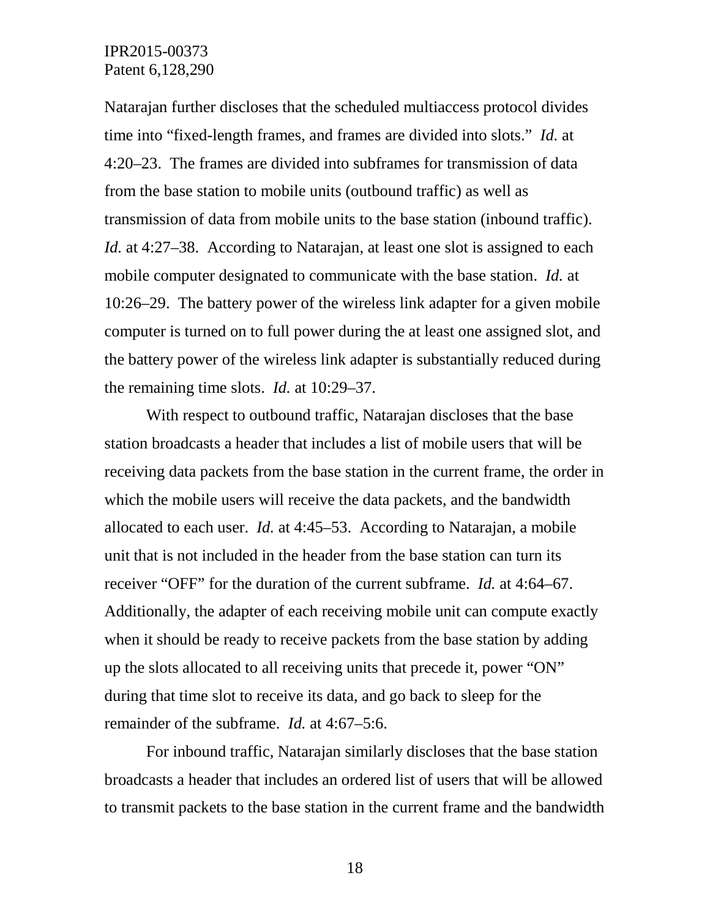Natarajan further discloses that the scheduled multiaccess protocol divides time into "fixed-length frames, and frames are divided into slots." *Id.* at 4:20–23. The frames are divided into subframes for transmission of data from the base station to mobile units (outbound traffic) as well as transmission of data from mobile units to the base station (inbound traffic). *Id.* at 4:27–38. According to Natarajan, at least one slot is assigned to each mobile computer designated to communicate with the base station. *Id.* at 10:26–29. The battery power of the wireless link adapter for a given mobile computer is turned on to full power during the at least one assigned slot, and the battery power of the wireless link adapter is substantially reduced during the remaining time slots. *Id.* at 10:29–37.

With respect to outbound traffic, Natarajan discloses that the base station broadcasts a header that includes a list of mobile users that will be receiving data packets from the base station in the current frame, the order in which the mobile users will receive the data packets, and the bandwidth allocated to each user. *Id.* at 4:45–53. According to Natarajan, a mobile unit that is not included in the header from the base station can turn its receiver "OFF" for the duration of the current subframe. *Id.* at 4:64–67. Additionally, the adapter of each receiving mobile unit can compute exactly when it should be ready to receive packets from the base station by adding up the slots allocated to all receiving units that precede it, power "ON" during that time slot to receive its data, and go back to sleep for the remainder of the subframe. *Id.* at 4:67–5:6.

For inbound traffic, Natarajan similarly discloses that the base station broadcasts a header that includes an ordered list of users that will be allowed to transmit packets to the base station in the current frame and the bandwidth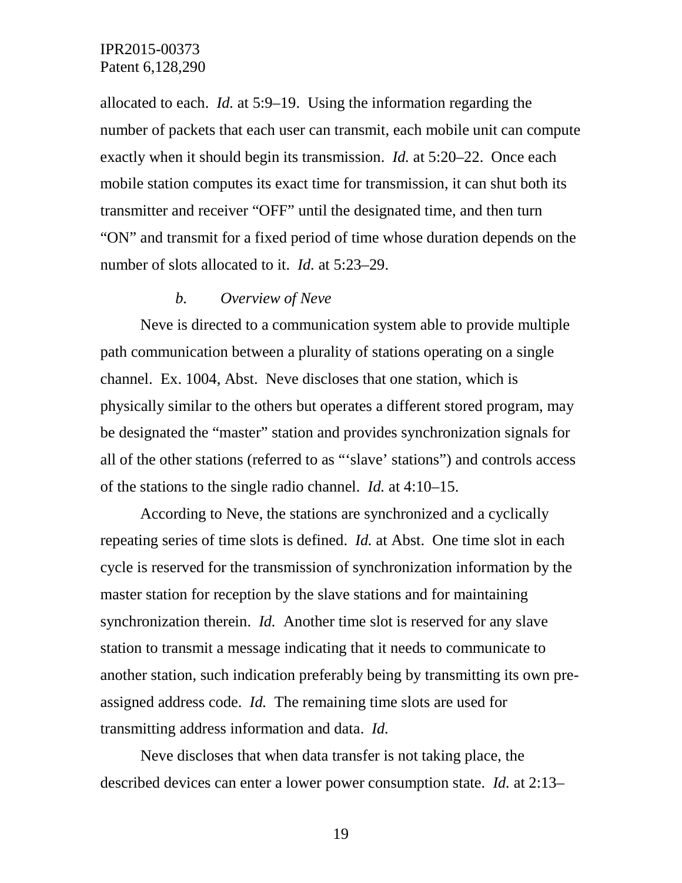allocated to each. *Id.* at 5:9–19. Using the information regarding the number of packets that each user can transmit, each mobile unit can compute exactly when it should begin its transmission. *Id.* at 5:20–22. Once each mobile station computes its exact time for transmission, it can shut both its transmitter and receiver "OFF" until the designated time, and then turn "ON" and transmit for a fixed period of time whose duration depends on the number of slots allocated to it. *Id.* at 5:23–29.

*b. Overview of Neve*

Neve is directed to a communication system able to provide multiple path communication between a plurality of stations operating on a single channel. Ex. 1004, Abst. Neve discloses that one station, which is physically similar to the others but operates a different stored program, may be designated the "master" station and provides synchronization signals for all of the other stations (referred to as "'slave' stations") and controls access of the stations to the single radio channel. *Id.* at 4:10–15.

According to Neve, the stations are synchronized and a cyclically repeating series of time slots is defined. *Id.* at Abst. One time slot in each cycle is reserved for the transmission of synchronization information by the master station for reception by the slave stations and for maintaining synchronization therein. *Id.* Another time slot is reserved for any slave station to transmit a message indicating that it needs to communicate to another station, such indication preferably being by transmitting its own pre-assigned address code. *Id.* The remaining time slots are used for transmitting address information and data. *Id.*

Neve discloses that when data transfer is not taking place, the described devices can enter a lower power consumption state. *Id.* at 2:13–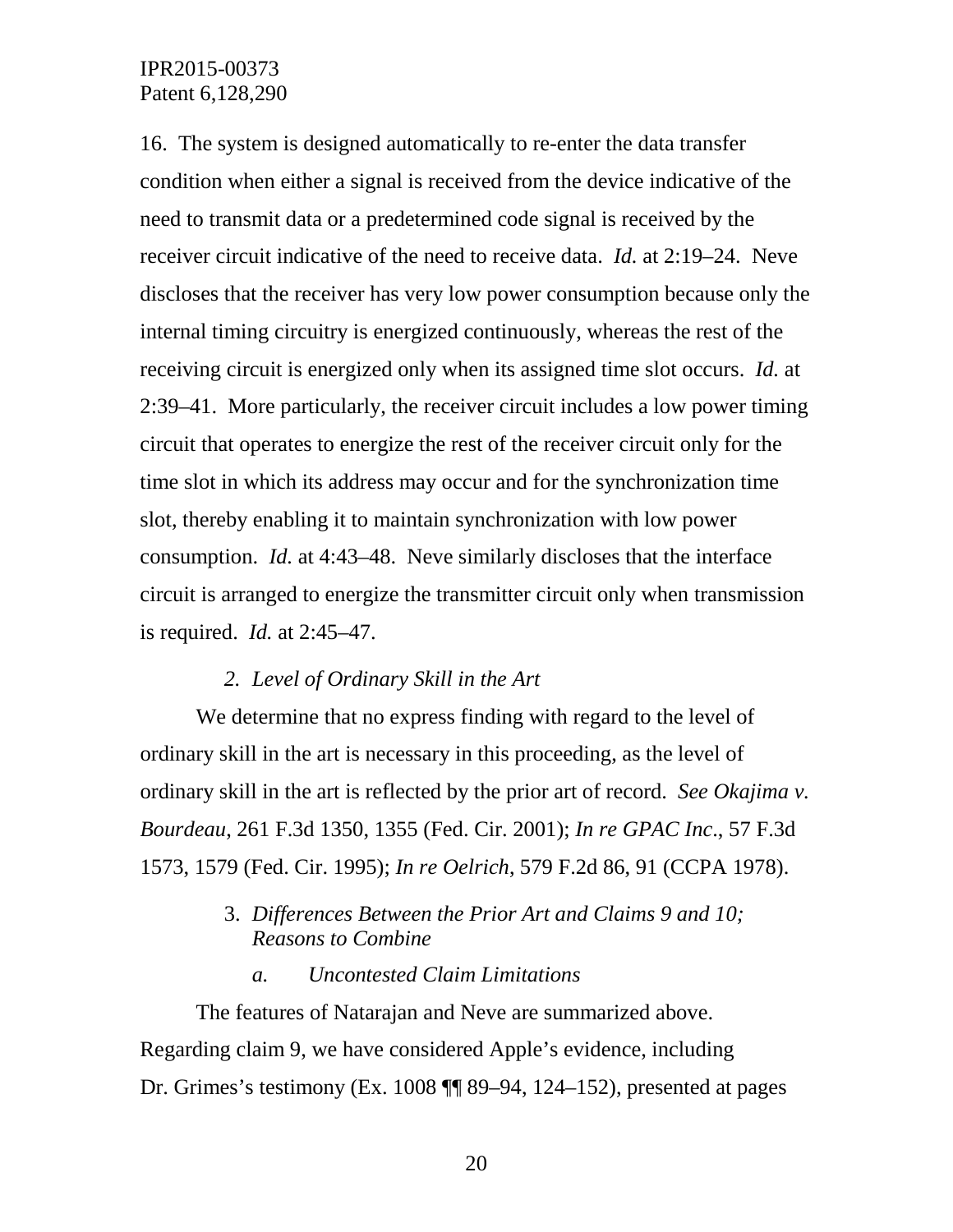16. The system is designed automatically to re-enter the data transfer condition when either a signal is received from the device indicative of the need to transmit data or a predetermined code signal is received by the receiver circuit indicative of the need to receive data. *Id.* at 2:19–24. Neve discloses that the receiver has very low power consumption because only the internal timing circuitry is energized continuously, whereas the rest of the receiving circuit is energized only when its assigned time slot occurs. *Id.* at 2:39–41. More particularly, the receiver circuit includes a low power timing circuit that operates to energize the rest of the receiver circuit only for the time slot in which its address may occur and for the synchronization time slot, thereby enabling it to maintain synchronization with low power consumption. *Id.* at 4:43–48. Neve similarly discloses that the interface circuit is arranged to energize the transmitter circuit only when transmission is required. *Id.* at 2:45–47.

### 2. *Level of Ordinary Skill in the Art*

We determine that no express finding with regard to the level of ordinary skill in the art is necessary in this proceeding, as the level of ordinary skill in the art is reflected by the prior art of record. *See Okajima v. Bourdeau*, 261 F.3d 1350, 1355 (Fed. Cir. 2001); *In re GPAC Inc*., 57 F.3d 1573, 1579 (Fed. Cir. 1995); *In re Oelrich*, 579 F.2d 86, 91 (CCPA 1978).

### 3. *Differences Between the Prior Art and Claims 9 and 10; Reasons to Combine*

#### *a. Uncontested Claim Limitations*

The features of Natarajan and Neve are summarized above. Regarding claim 9, we have considered Apple's evidence, including Dr. Grimes's testimony (Ex. 1008 ¶¶ 89–94, 124–152), presented at pages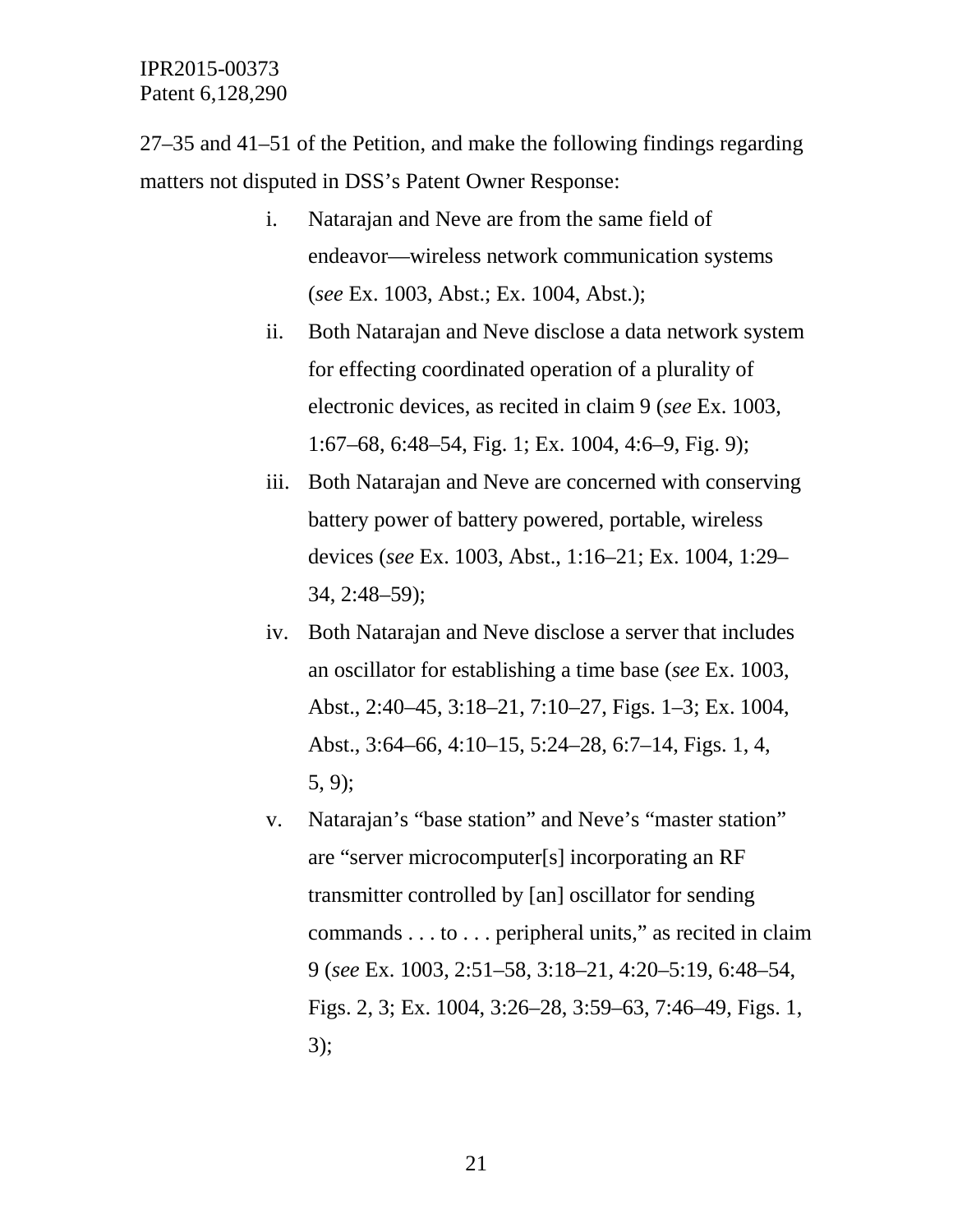27–35 and 41–51 of the Petition, and make the following findings regarding matters not disputed in DSS's Patent Owner Response:

i. Natarajan and Neve are from the same field of endeavor—wireless network communication systems (*see* Ex. 1003, Abst.; Ex. 1004, Abst.);

ii. Both Natarajan and Neve disclose a data network system for effecting coordinated operation of a plurality of electronic devices, as recited in claim 9 (*see* Ex. 1003, 1:67–68, 6:48–54, Fig. 1; Ex. 1004, 4:6–9, Fig. 9);

iii. Both Natarajan and Neve are concerned with conserving battery power of battery powered, portable, wireless devices (*see* Ex. 1003, Abst., 1:16–21; Ex. 1004, 1:29–34, 2:48–59);

iv. Both Natarajan and Neve disclose a server that includes an oscillator for establishing a time base (*see* Ex. 1003, Abst., 2:40–45, 3:18–21, 7:10–27, Figs. 1–3; Ex. 1004, Abst., 3:64–66, 4:10–15, 5:24–28, 6:7–14, Figs. 1, 4, 5, 9);

v. Natarajan's "base station" and Neve's "master station" are "server microcomputer[s] incorporating an RF transmitter controlled by [an] oscillator for sending commands . . . to . . . peripheral units," as recited in claim 9 (*see* Ex. 1003, 2:51–58, 3:18–21, 4:20–5:19, 6:48–54, Figs. 2, 3; Ex. 1004, 3:26–28, 3:59–63, 7:46–49, Figs. 1, 3);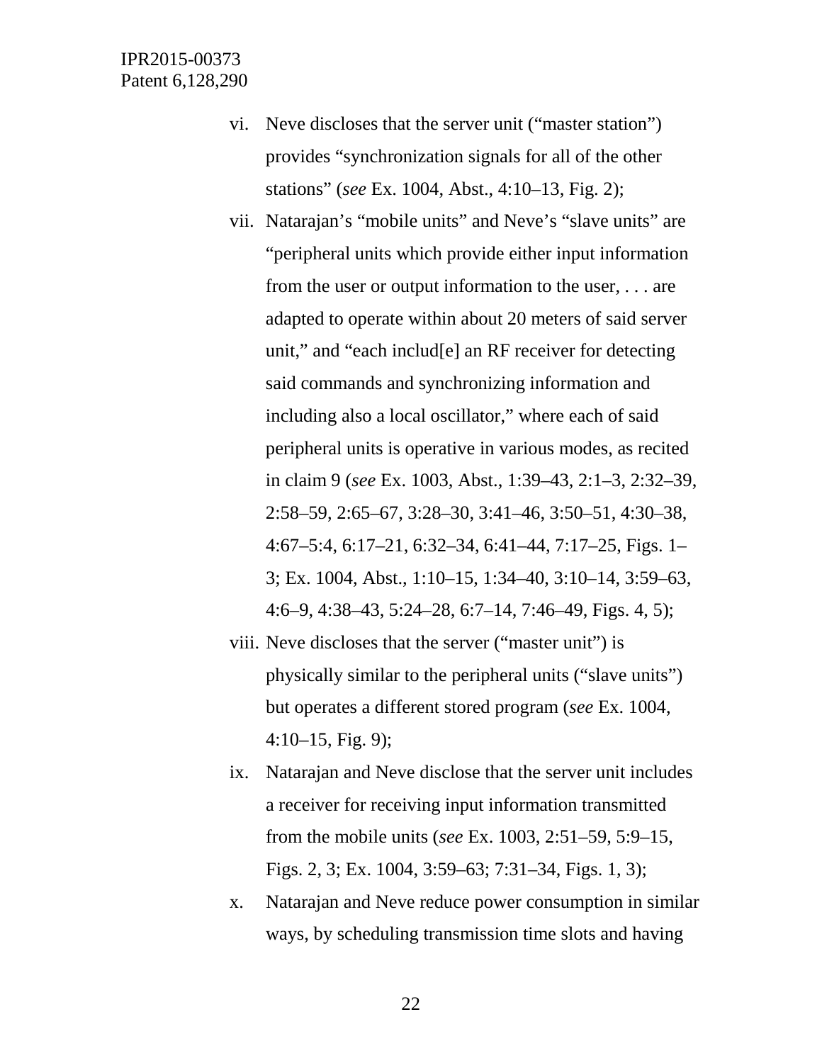vi. Neve discloses that the server unit ("master station") provides "synchronization signals for all of the other stations" (*see* Ex. 1004, Abst., 4:10–13, Fig. 2);

vii. Natarajan's "mobile units" and Neve's "slave units" are "peripheral units which provide either input information from the user or output information to the user, . . . are adapted to operate within about 20 meters of said server unit," and "each includ[e] an RF receiver for detecting said commands and synchronizing information and including also a local oscillator," where each of said peripheral units is operative in various modes, as recited in claim 9 (*see* Ex. 1003, Abst., 1:39–43, 2:1–3, 2:32–39, 2:58–59, 2:65–67, 3:28–30, 3:41–46, 3:50–51, 4:30–38, 4:67–5:4, 6:17–21, 6:32–34, 6:41–44, 7:17–25, Figs. 1–3; Ex. 1004, Abst., 1:10–15, 1:34–40, 3:10–14, 3:59–63, 4:6–9, 4:38–43, 5:24–28, 6:7–14, 7:46–49, Figs. 4, 5);

viii. Neve discloses that the server ("master unit") is physically similar to the peripheral units ("slave units") but operates a different stored program (*see* Ex. 1004, 4:10–15, Fig. 9);

ix. Natarajan and Neve disclose that the server unit includes a receiver for receiving input information transmitted from the mobile units (*see* Ex. 1003, 2:51–59, 5:9–15, Figs. 2, 3; Ex. 1004, 3:59–63; 7:31–34, Figs. 1, 3);

x. Natarajan and Neve reduce power consumption in similar ways, by scheduling transmission time slots and having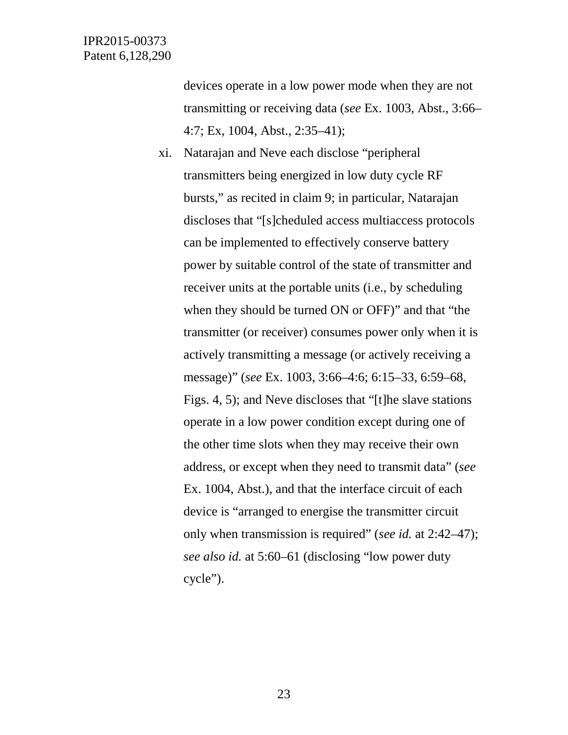devices operate in a low power mode when they are not transmitting or receiving data (*see* Ex. 1003, Abst., 3:66–4:7; Ex, 1004, Abst., 2:35–41);

xi. Natarajan and Neve each disclose "peripheral transmitters being energized in low duty cycle RF bursts," as recited in claim 9; in particular, Natarajan discloses that "[s]cheduled access multiaccess protocols can be implemented to effectively conserve battery power by suitable control of the state of transmitter and receiver units at the portable units (i.e., by scheduling when they should be turned ON or OFF)" and that "the transmitter (or receiver) consumes power only when it is actively transmitting a message (or actively receiving a message)" (*see* Ex. 1003, 3:66–4:6; 6:15–33, 6:59–68, Figs. 4, 5); and Neve discloses that "[t]he slave stations operate in a low power condition except during one of the other time slots when they may receive their own address, or except when they need to transmit data" (*see* Ex. 1004, Abst.), and that the interface circuit of each device is "arranged to energise the transmitter circuit only when transmission is required" (*see id.* at 2:42–47); *see also id.* at 5:60–61 (disclosing "low power duty cycle").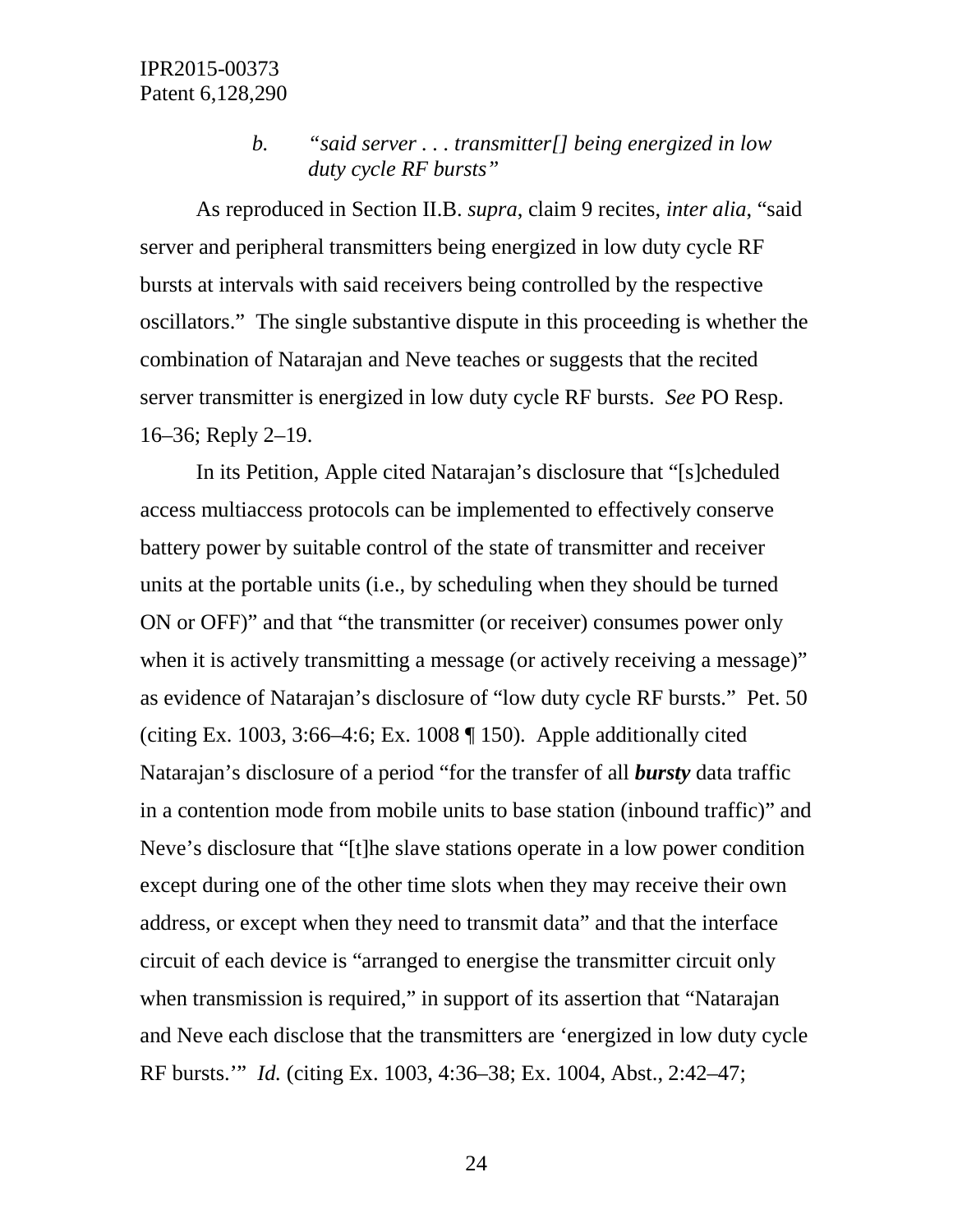*b. "said server . . . transmitter[] being energized in low duty cycle RF bursts"*

As reproduced in Section II.B. *supra*, claim 9 recites, *inter alia*, "said server and peripheral transmitters being energized in low duty cycle RF bursts at intervals with said receivers being controlled by the respective oscillators." The single substantive dispute in this proceeding is whether the combination of Natarajan and Neve teaches or suggests that the recited server transmitter is energized in low duty cycle RF bursts. *See* PO Resp. 16–36; Reply 2–19.

In its Petition, Apple cited Natarajan's disclosure that "[s]cheduled access multiaccess protocols can be implemented to effectively conserve battery power by suitable control of the state of transmitter and receiver units at the portable units (i.e., by scheduling when they should be turned ON or OFF)" and that "the transmitter (or receiver) consumes power only when it is actively transmitting a message (or actively receiving a message)" as evidence of Natarajan's disclosure of "low duty cycle RF bursts." Pet. 50 (citing Ex. 1003, 3:66–4:6; Ex. 1008 ¶ 150). Apple additionally cited Natarajan's disclosure of a period "for the transfer of all ***bursty*** data traffic in a contention mode from mobile units to base station (inbound traffic)" and Neve's disclosure that "[t]he slave stations operate in a low power condition except during one of the other time slots when they may receive their own address, or except when they need to transmit data" and that the interface circuit of each device is "arranged to energise the transmitter circuit only when transmission is required," in support of its assertion that "Natarajan and Neve each disclose that the transmitters are 'energized in low duty cycle RF bursts.'" *Id.* (citing Ex. 1003, 4:36–38; Ex. 1004, Abst., 2:42–47;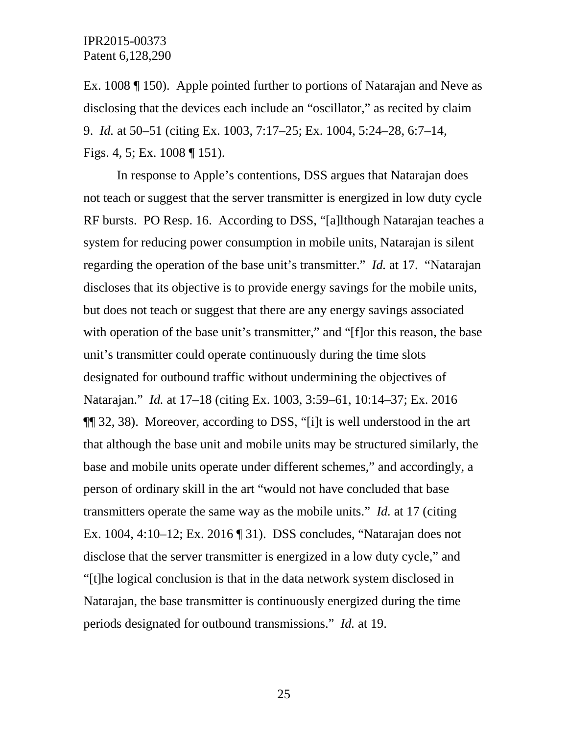Ex. 1008 ¶ 150). Apple pointed further to portions of Natarajan and Neve as disclosing that the devices each include an "oscillator," as recited by claim 9. *Id.* at 50–51 (citing Ex. 1003, 7:17–25; Ex. 1004, 5:24–28, 6:7–14, Figs. 4, 5; Ex. 1008 ¶ 151).

In response to Apple's contentions, DSS argues that Natarajan does not teach or suggest that the server transmitter is energized in low duty cycle RF bursts. PO Resp. 16. According to DSS, "[a]lthough Natarajan teaches a system for reducing power consumption in mobile units, Natarajan is silent regarding the operation of the base unit's transmitter." *Id.* at 17. "Natarajan discloses that its objective is to provide energy savings for the mobile units, but does not teach or suggest that there are any energy savings associated with operation of the base unit's transmitter," and "[f]or this reason, the base unit's transmitter could operate continuously during the time slots designated for outbound traffic without undermining the objectives of Natarajan." *Id.* at 17–18 (citing Ex. 1003, 3:59–61, 10:14–37; Ex. 2016 ¶¶ 32, 38). Moreover, according to DSS, "[i]t is well understood in the art that although the base unit and mobile units may be structured similarly, the base and mobile units operate under different schemes," and accordingly, a person of ordinary skill in the art "would not have concluded that base transmitters operate the same way as the mobile units." *Id.* at 17 (citing Ex. 1004, 4:10–12; Ex. 2016 ¶ 31). DSS concludes, "Natarajan does not disclose that the server transmitter is energized in a low duty cycle," and "[t]he logical conclusion is that in the data network system disclosed in Natarajan, the base transmitter is continuously energized during the time periods designated for outbound transmissions." *Id.* at 19.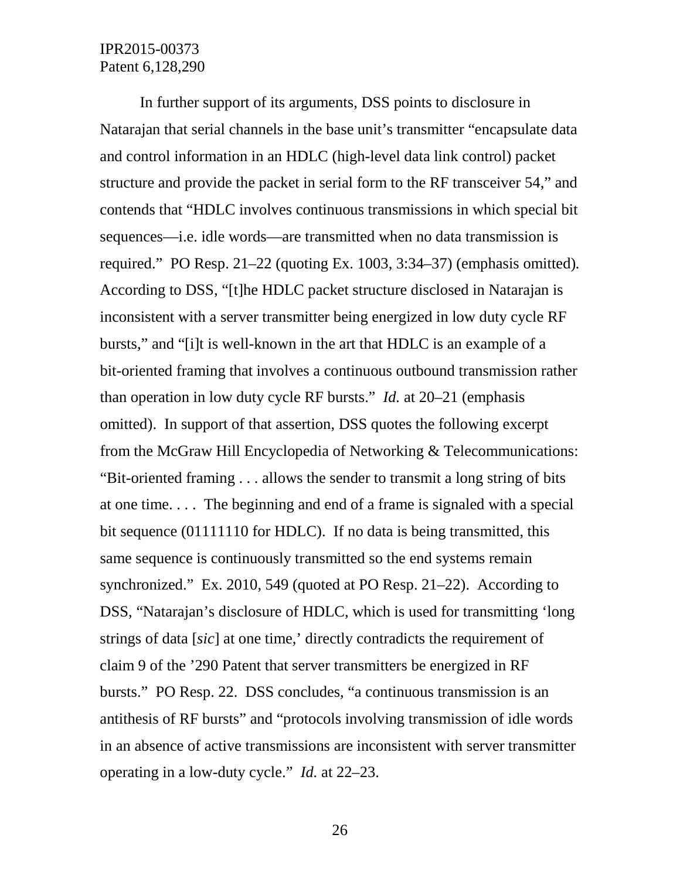In further support of its arguments, DSS points to disclosure in Natarajan that serial channels in the base unit's transmitter "encapsulate data and control information in an HDLC (high-level data link control) packet structure and provide the packet in serial form to the RF transceiver 54," and contends that "HDLC involves continuous transmissions in which special bit sequences—i.e. idle words—are transmitted when no data transmission is required." PO Resp. 21–22 (quoting Ex. 1003, 3:34–37) (emphasis omitted). According to DSS, "[t]he HDLC packet structure disclosed in Natarajan is inconsistent with a server transmitter being energized in low duty cycle RF bursts," and "[i]t is well-known in the art that HDLC is an example of a bit-oriented framing that involves a continuous outbound transmission rather than operation in low duty cycle RF bursts." *Id.* at 20–21 (emphasis omitted). In support of that assertion, DSS quotes the following excerpt from the McGraw Hill Encyclopedia of Networking & Telecommunications: "Bit-oriented framing . . . allows the sender to transmit a long string of bits at one time. . . . The beginning and end of a frame is signaled with a special bit sequence (01111110 for HDLC). If no data is being transmitted, this same sequence is continuously transmitted so the end systems remain synchronized." Ex. 2010, 549 (quoted at PO Resp. 21–22). According to DSS, "Natarajan's disclosure of HDLC, which is used for transmitting 'long strings of data [*sic*] at one time,' directly contradicts the requirement of claim 9 of the '290 Patent that server transmitters be energized in RF bursts." PO Resp. 22. DSS concludes, "a continuous transmission is an antithesis of RF bursts" and "protocols involving transmission of idle words in an absence of active transmissions are inconsistent with server transmitter operating in a low-duty cycle." *Id.* at 22–23.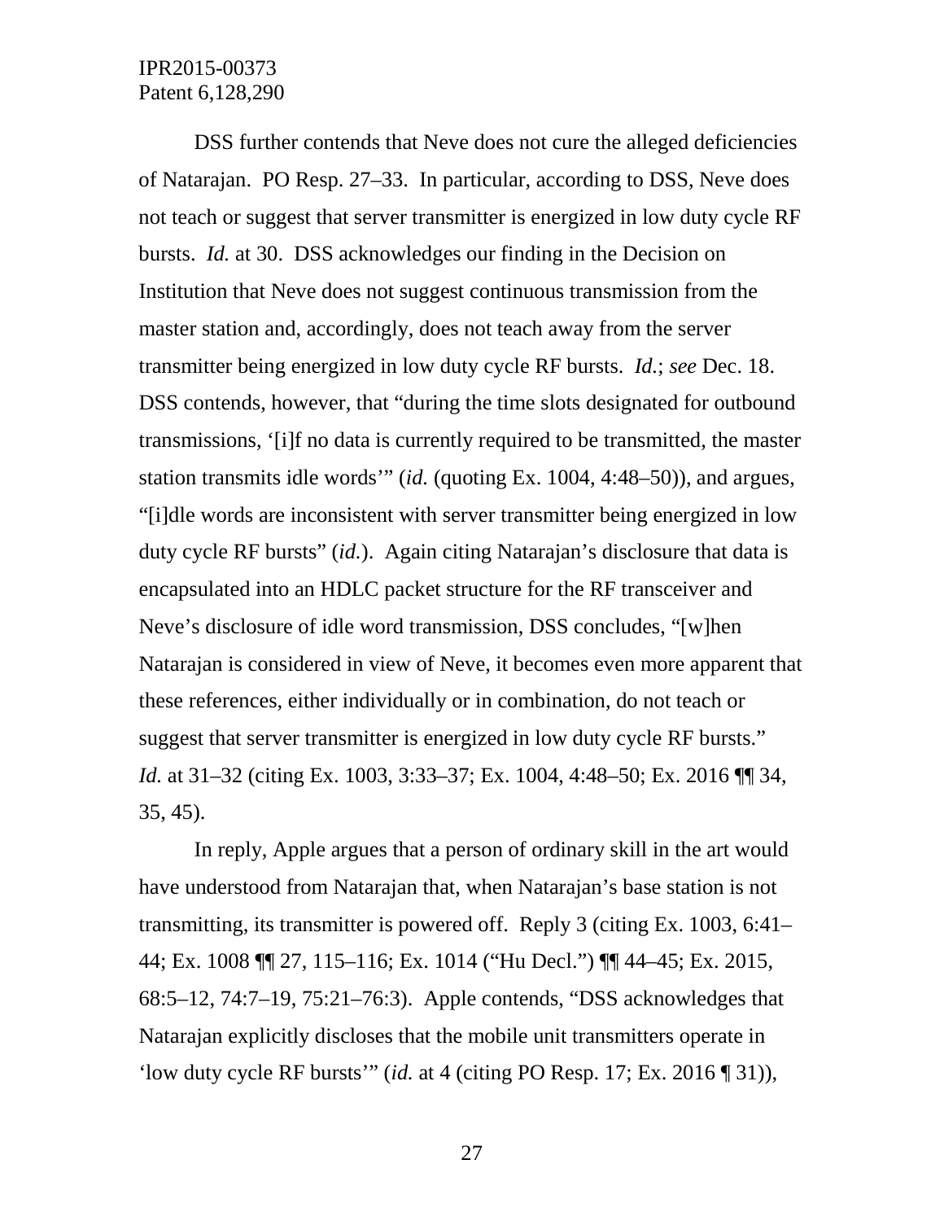DSS further contends that Neve does not cure the alleged deficiencies of Natarajan. PO Resp. 27–33. In particular, according to DSS, Neve does not teach or suggest that server transmitter is energized in low duty cycle RF bursts. *Id.* at 30. DSS acknowledges our finding in the Decision on Institution that Neve does not suggest continuous transmission from the master station and, accordingly, does not teach away from the server transmitter being energized in low duty cycle RF bursts. *Id.*; *see* Dec. 18. DSS contends, however, that "during the time slots designated for outbound transmissions, '[i]f no data is currently required to be transmitted, the master station transmits idle words'" (*id.* (quoting Ex. 1004, 4:48–50)), and argues, "[i]dle words are inconsistent with server transmitter being energized in low duty cycle RF bursts" (*id.*). Again citing Natarajan's disclosure that data is encapsulated into an HDLC packet structure for the RF transceiver and Neve's disclosure of idle word transmission, DSS concludes, "[w]hen Natarajan is considered in view of Neve, it becomes even more apparent that these references, either individually or in combination, do not teach or suggest that server transmitter is energized in low duty cycle RF bursts." *Id.* at 31–32 (citing Ex. 1003, 3:33–37; Ex. 1004, 4:48–50; Ex. 2016 ¶¶ 34, 35, 45).

In reply, Apple argues that a person of ordinary skill in the art would have understood from Natarajan that, when Natarajan's base station is not transmitting, its transmitter is powered off. Reply 3 (citing Ex. 1003, 6:41–44; Ex. 1008 ¶¶ 27, 115–116; Ex. 1014 ("Hu Decl.") ¶¶ 44–45; Ex. 2015, 68:5–12, 74:7–19, 75:21–76:3). Apple contends, "DSS acknowledges that Natarajan explicitly discloses that the mobile unit transmitters operate in 'low duty cycle RF bursts'" (*id.* at 4 (citing PO Resp. 17; Ex. 2016 ¶ 31)),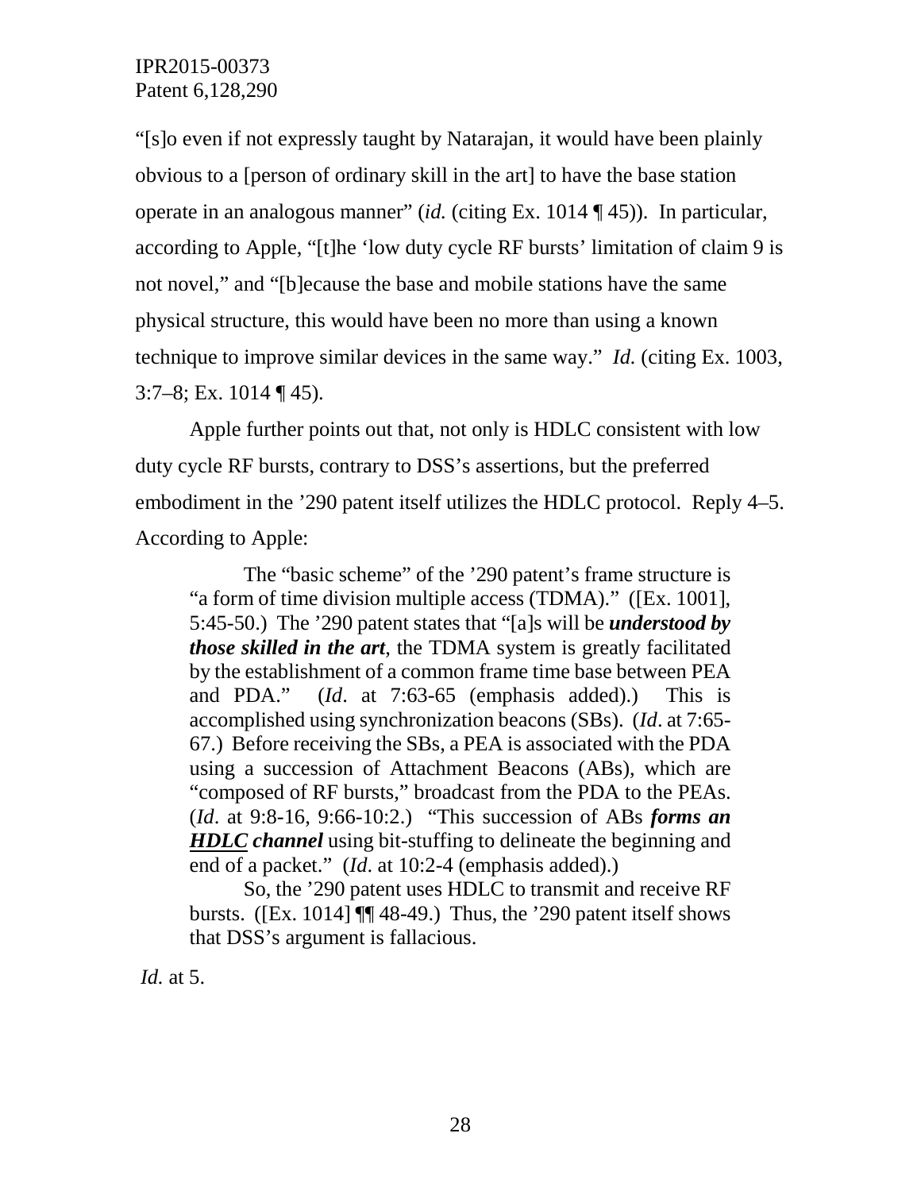"[s]o even if not expressly taught by Natarajan, it would have been plainly obvious to a [person of ordinary skill in the art] to have the base station operate in an analogous manner" (*id.* (citing Ex. 1014 ¶ 45)). In particular, according to Apple, "[t]he 'low duty cycle RF bursts' limitation of claim 9 is not novel," and "[b]ecause the base and mobile stations have the same physical structure, this would have been no more than using a known technique to improve similar devices in the same way." *Id.* (citing Ex. 1003, 3:7–8; Ex. 1014 ¶ 45).

Apple further points out that, not only is HDLC consistent with low duty cycle RF bursts, contrary to DSS's assertions, but the preferred embodiment in the '290 patent itself utilizes the HDLC protocol. Reply 4–5. According to Apple:

> The "basic scheme" of the '290 patent's frame structure is "a form of time division multiple access (TDMA)." ([Ex. 1001], 5:45-50.) The '290 patent states that "[a]s will be ***understood by those skilled in the art***, the TDMA system is greatly facilitated by the establishment of a common frame time base between PEA and PDA." (*Id*. at 7:63-65 (emphasis added).) This is accomplished using synchronization beacons (SBs). (*Id*. at 7:65-67.) Before receiving the SBs, a PEA is associated with the PDA using a succession of Attachment Beacons (ABs), which are "composed of RF bursts," broadcast from the PDA to the PEAs. (*Id*. at 9:8-16, 9:66-10:2.) "This succession of ABs ***forms an <u>HDLC</u> channel*** using bit-stuffing to delineate the beginning and end of a packet." (*Id*. at 10:2-4 (emphasis added).)
>
> So, the '290 patent uses HDLC to transmit and receive RF bursts. ([Ex. 1014] ¶¶ 48-49.) Thus, the '290 patent itself shows that DSS's argument is fallacious.

*Id.* at 5.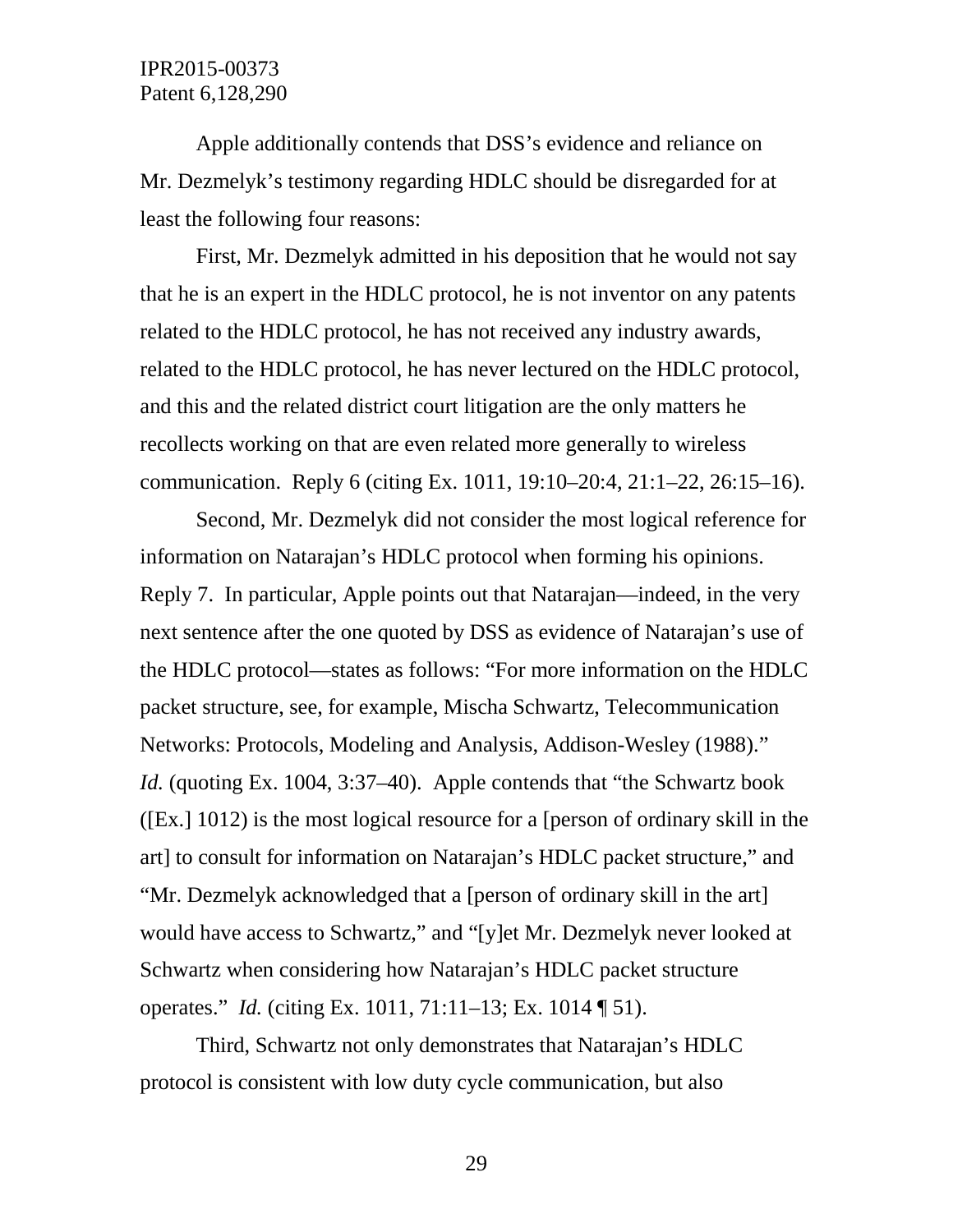Apple additionally contends that DSS's evidence and reliance on Mr. Dezmelyk's testimony regarding HDLC should be disregarded for at least the following four reasons:

First, Mr. Dezmelyk admitted in his deposition that he would not say that he is an expert in the HDLC protocol, he is not inventor on any patents related to the HDLC protocol, he has not received any industry awards, related to the HDLC protocol, he has never lectured on the HDLC protocol, and this and the related district court litigation are the only matters he recollects working on that are even related more generally to wireless communication. Reply 6 (citing Ex. 1011, 19:10–20:4, 21:1–22, 26:15–16).

Second, Mr. Dezmelyk did not consider the most logical reference for information on Natarajan's HDLC protocol when forming his opinions. Reply 7. In particular, Apple points out that Natarajan—indeed, in the very next sentence after the one quoted by DSS as evidence of Natarajan's use of the HDLC protocol—states as follows: "For more information on the HDLC packet structure, see, for example, Mischa Schwartz, Telecommunication Networks: Protocols, Modeling and Analysis, Addison-Wesley (1988)." *Id.* (quoting Ex. 1004, 3:37–40). Apple contends that "the Schwartz book ([Ex.] 1012) is the most logical resource for a [person of ordinary skill in the art] to consult for information on Natarajan's HDLC packet structure," and "Mr. Dezmelyk acknowledged that a [person of ordinary skill in the art] would have access to Schwartz," and "[y]et Mr. Dezmelyk never looked at Schwartz when considering how Natarajan's HDLC packet structure operates." *Id.* (citing Ex. 1011, 71:11–13; Ex. 1014 ¶ 51).

Third, Schwartz not only demonstrates that Natarajan's HDLC protocol is consistent with low duty cycle communication, but also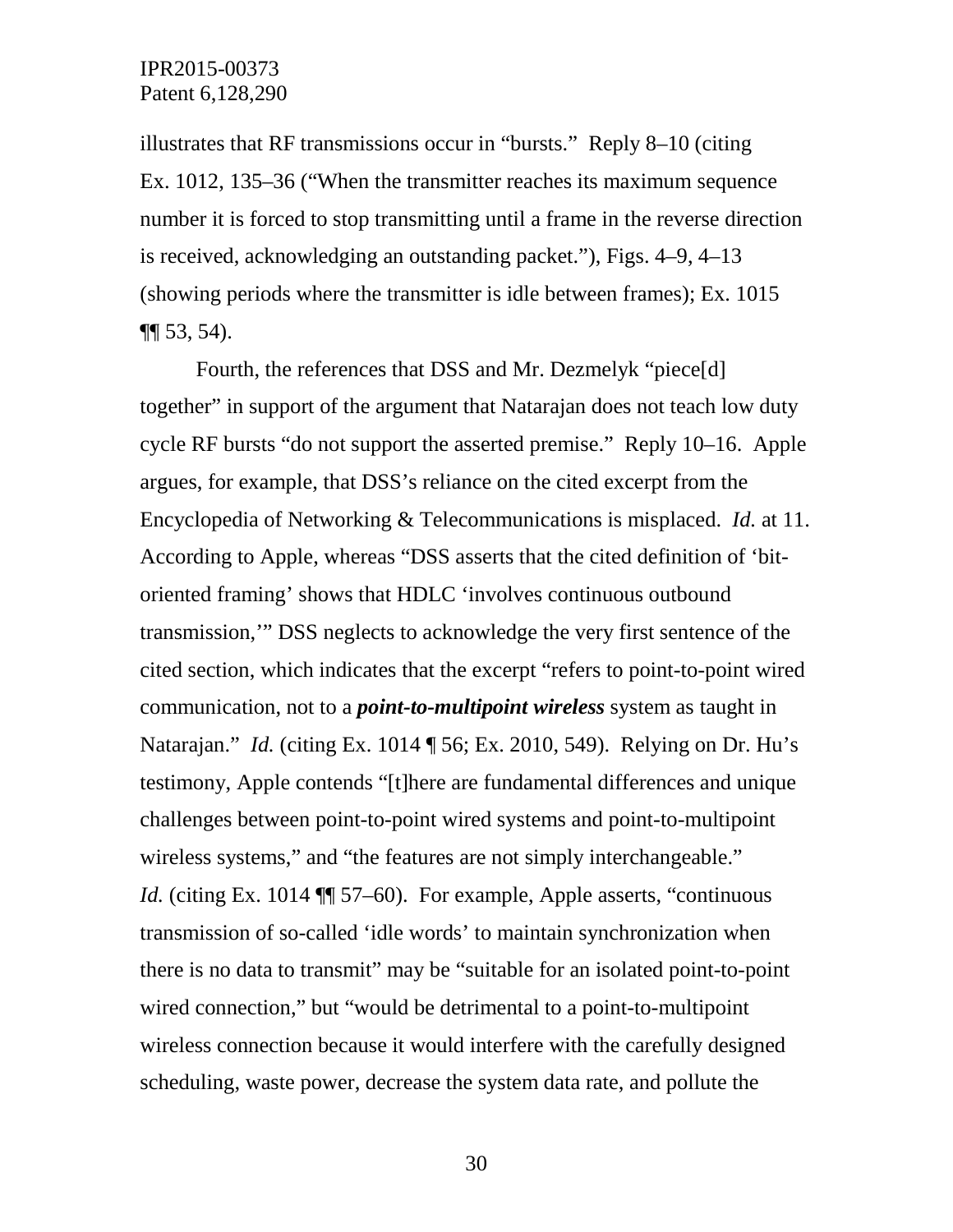illustrates that RF transmissions occur in "bursts." Reply 8–10 (citing Ex. 1012, 135–36 ("When the transmitter reaches its maximum sequence number it is forced to stop transmitting until a frame in the reverse direction is received, acknowledging an outstanding packet."), Figs. 4–9, 4–13 (showing periods where the transmitter is idle between frames); Ex. 1015 ¶¶ 53, 54).

Fourth, the references that DSS and Mr. Dezmelyk "piece[d] together" in support of the argument that Natarajan does not teach low duty cycle RF bursts "do not support the asserted premise." Reply 10–16. Apple argues, for example, that DSS's reliance on the cited excerpt from the Encyclopedia of Networking & Telecommunications is misplaced. *Id.* at 11. According to Apple, whereas "DSS asserts that the cited definition of 'bit-oriented framing' shows that HDLC 'involves continuous outbound transmission,'" DSS neglects to acknowledge the very first sentence of the cited section, which indicates that the excerpt "refers to point-to-point wired communication, not to a ***point-to-multipoint wireless*** system as taught in Natarajan." *Id.* (citing Ex. 1014 ¶ 56; Ex. 2010, 549). Relying on Dr. Hu's testimony, Apple contends "[t]here are fundamental differences and unique challenges between point-to-point wired systems and point-to-multipoint wireless systems," and "the features are not simply interchangeable." *Id.* (citing Ex. 1014 ¶¶ 57–60). For example, Apple asserts, "continuous transmission of so-called 'idle words' to maintain synchronization when there is no data to transmit" may be "suitable for an isolated point-to-point wired connection," but "would be detrimental to a point-to-multipoint wireless connection because it would interfere with the carefully designed scheduling, waste power, decrease the system data rate, and pollute the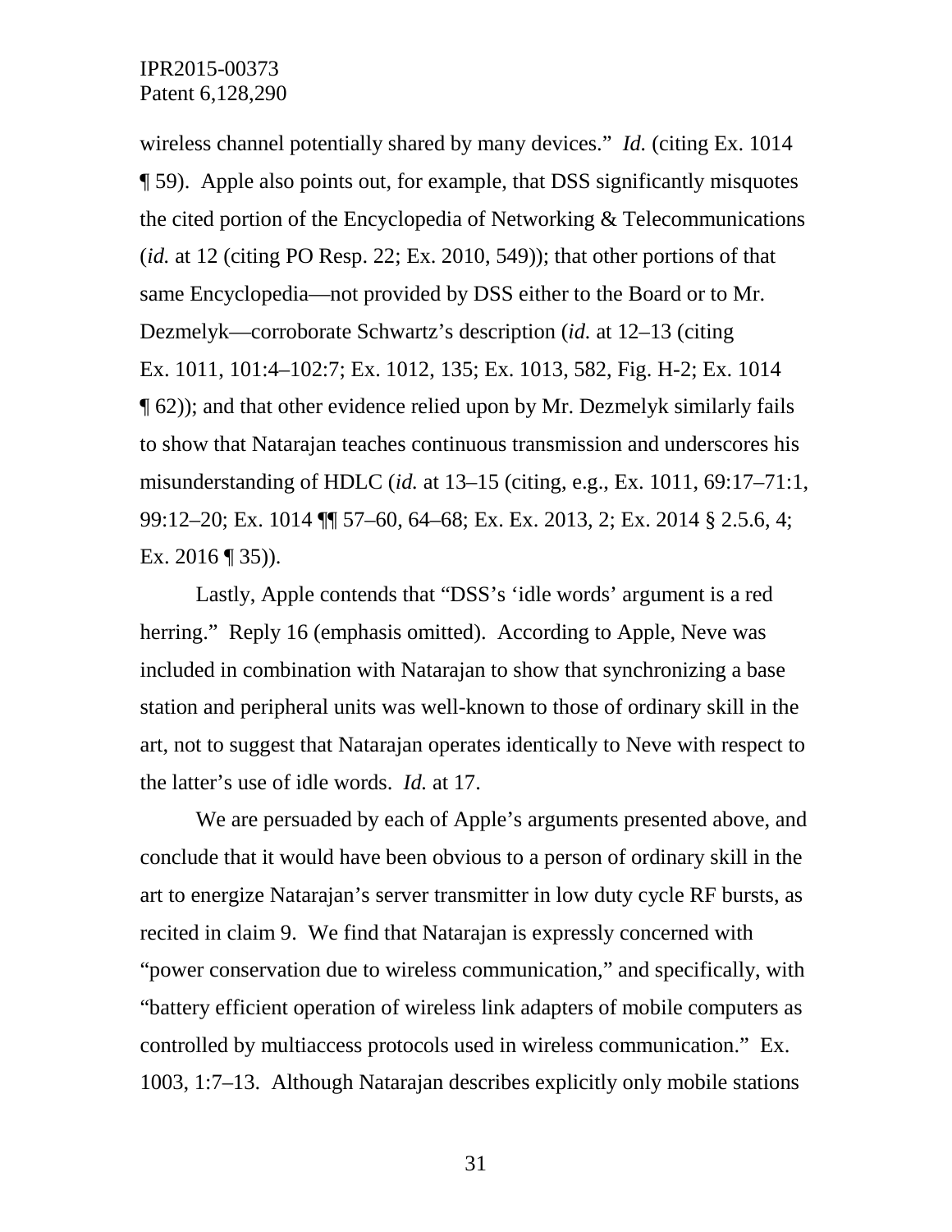wireless channel potentially shared by many devices." *Id.* (citing Ex. 1014 ¶ 59). Apple also points out, for example, that DSS significantly misquotes the cited portion of the Encyclopedia of Networking & Telecommunications (*id.* at 12 (citing PO Resp. 22; Ex. 2010, 549)); that other portions of that same Encyclopedia—not provided by DSS either to the Board or to Mr. Dezmelyk—corroborate Schwartz's description (*id.* at 12–13 (citing Ex. 1011, 101:4–102:7; Ex. 1012, 135; Ex. 1013, 582, Fig. H-2; Ex. 1014 ¶ 62)); and that other evidence relied upon by Mr. Dezmelyk similarly fails to show that Natarajan teaches continuous transmission and underscores his misunderstanding of HDLC (*id.* at 13–15 (citing, e.g., Ex. 1011, 69:17–71:1, 99:12–20; Ex. 1014 ¶¶ 57–60, 64–68; Ex. Ex. 2013, 2; Ex. 2014 § 2.5.6, 4; Ex. 2016 ¶ 35)).

Lastly, Apple contends that "DSS's 'idle words' argument is a red herring." Reply 16 (emphasis omitted). According to Apple, Neve was included in combination with Natarajan to show that synchronizing a base station and peripheral units was well-known to those of ordinary skill in the art, not to suggest that Natarajan operates identically to Neve with respect to the latter's use of idle words. *Id.* at 17.

We are persuaded by each of Apple's arguments presented above, and conclude that it would have been obvious to a person of ordinary skill in the art to energize Natarajan's server transmitter in low duty cycle RF bursts, as recited in claim 9. We find that Natarajan is expressly concerned with "power conservation due to wireless communication," and specifically, with "battery efficient operation of wireless link adapters of mobile computers as controlled by multiaccess protocols used in wireless communication." Ex. 1003, 1:7–13. Although Natarajan describes explicitly only mobile stations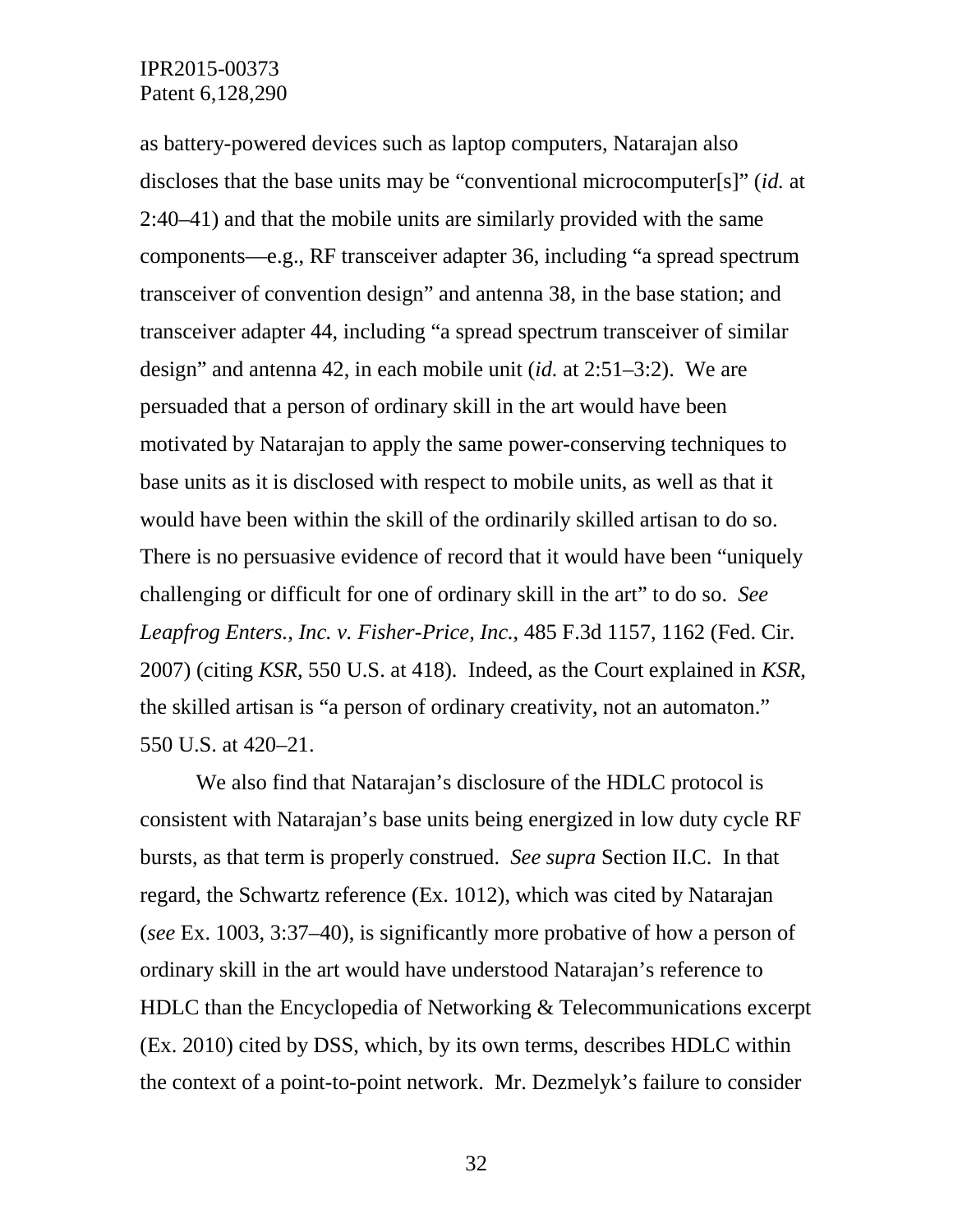as battery-powered devices such as laptop computers, Natarajan also discloses that the base units may be "conventional microcomputer[s]" (*id.* at 2:40–41) and that the mobile units are similarly provided with the same components—e.g., RF transceiver adapter 36, including "a spread spectrum transceiver of convention design" and antenna 38, in the base station; and transceiver adapter 44, including "a spread spectrum transceiver of similar design" and antenna 42, in each mobile unit (*id.* at 2:51–3:2). We are persuaded that a person of ordinary skill in the art would have been motivated by Natarajan to apply the same power-conserving techniques to base units as it is disclosed with respect to mobile units, as well as that it would have been within the skill of the ordinarily skilled artisan to do so. There is no persuasive evidence of record that it would have been "uniquely challenging or difficult for one of ordinary skill in the art" to do so. *See Leapfrog Enters., Inc. v. Fisher-Price, Inc.*, 485 F.3d 1157, 1162 (Fed. Cir. 2007) (citing *KSR*, 550 U.S. at 418). Indeed, as the Court explained in *KSR*, the skilled artisan is "a person of ordinary creativity, not an automaton." 550 U.S. at 420–21.

We also find that Natarajan's disclosure of the HDLC protocol is consistent with Natarajan's base units being energized in low duty cycle RF bursts, as that term is properly construed. *See supra* Section II.C. In that regard, the Schwartz reference (Ex. 1012), which was cited by Natarajan (*see* Ex. 1003, 3:37–40), is significantly more probative of how a person of ordinary skill in the art would have understood Natarajan's reference to HDLC than the Encyclopedia of Networking & Telecommunications excerpt (Ex. 2010) cited by DSS, which, by its own terms, describes HDLC within the context of a point-to-point network. Mr. Dezmelyk's failure to consider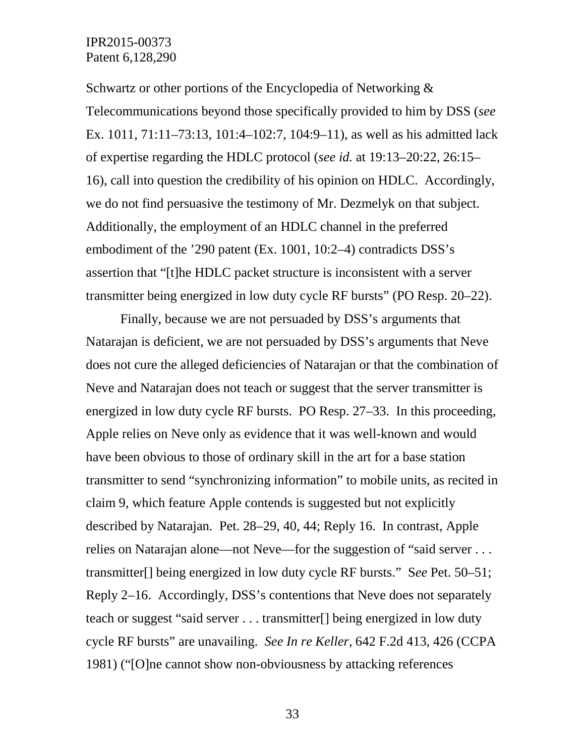Schwartz or other portions of the Encyclopedia of Networking & Telecommunications beyond those specifically provided to him by DSS (*see* Ex. 1011, 71:11–73:13, 101:4–102:7, 104:9–11), as well as his admitted lack of expertise regarding the HDLC protocol (*see id.* at 19:13–20:22, 26:15–16), call into question the credibility of his opinion on HDLC. Accordingly, we do not find persuasive the testimony of Mr. Dezmelyk on that subject. Additionally, the employment of an HDLC channel in the preferred embodiment of the ’290 patent (Ex. 1001, 10:2–4) contradicts DSS’s assertion that “[t]he HDLC packet structure is inconsistent with a server transmitter being energized in low duty cycle RF bursts” (PO Resp. 20–22).

Finally, because we are not persuaded by DSS’s arguments that Natarajan is deficient, we are not persuaded by DSS’s arguments that Neve does not cure the alleged deficiencies of Natarajan or that the combination of Neve and Natarajan does not teach or suggest that the server transmitter is energized in low duty cycle RF bursts. PO Resp. 27–33. In this proceeding, Apple relies on Neve only as evidence that it was well-known and would have been obvious to those of ordinary skill in the art for a base station transmitter to send “synchronizing information” to mobile units, as recited in claim 9, which feature Apple contends is suggested but not explicitly described by Natarajan. Pet. 28–29, 40, 44; Reply 16. In contrast, Apple relies on Natarajan alone—not Neve—for the suggestion of “said server . . . transmitter[] being energized in low duty cycle RF bursts.” S*ee* Pet. 50–51; Reply 2–16. Accordingly, DSS’s contentions that Neve does not separately teach or suggest “said server . . . transmitter[] being energized in low duty cycle RF bursts” are unavailing. *See In re Keller*, 642 F.2d 413, 426 (CCPA 1981) (“[O]ne cannot show non-obviousness by attacking references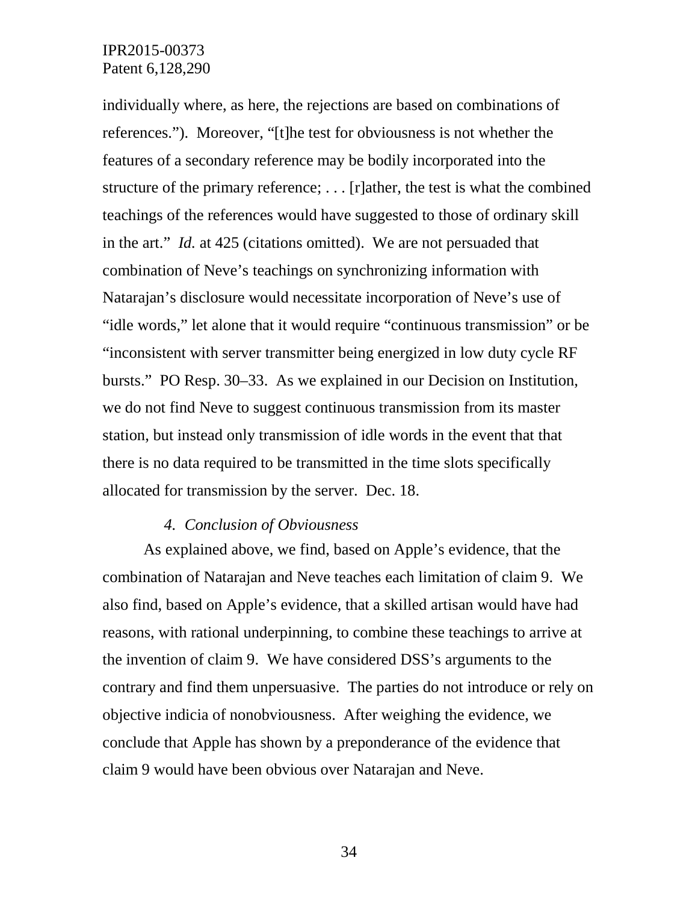individually where, as here, the rejections are based on combinations of references."). Moreover, "[t]he test for obviousness is not whether the features of a secondary reference may be bodily incorporated into the structure of the primary reference; . . . [r]ather, the test is what the combined teachings of the references would have suggested to those of ordinary skill in the art." *Id.* at 425 (citations omitted). We are not persuaded that combination of Neve's teachings on synchronizing information with Natarajan's disclosure would necessitate incorporation of Neve's use of "idle words," let alone that it would require "continuous transmission" or be "inconsistent with server transmitter being energized in low duty cycle RF bursts." PO Resp. 30–33. As we explained in our Decision on Institution, we do not find Neve to suggest continuous transmission from its master station, but instead only transmission of idle words in the event that that there is no data required to be transmitted in the time slots specifically allocated for transmission by the server. Dec. 18.

### *4. Conclusion of Obviousness*

As explained above, we find, based on Apple's evidence, that the combination of Natarajan and Neve teaches each limitation of claim 9. We also find, based on Apple's evidence, that a skilled artisan would have had reasons, with rational underpinning, to combine these teachings to arrive at the invention of claim 9. We have considered DSS's arguments to the contrary and find them unpersuasive. The parties do not introduce or rely on objective indicia of nonobviousness. After weighing the evidence, we conclude that Apple has shown by a preponderance of the evidence that claim 9 would have been obvious over Natarajan and Neve.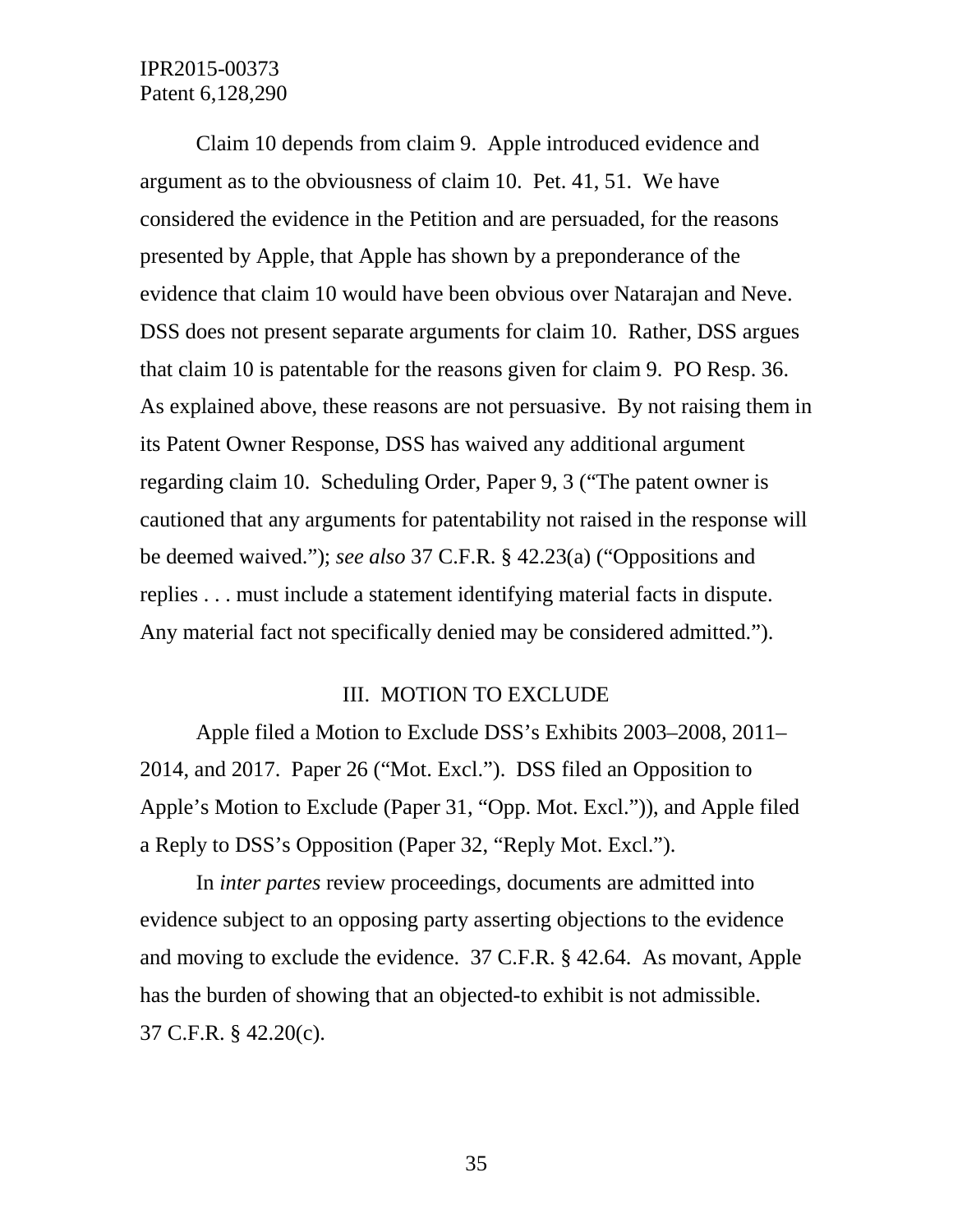Claim 10 depends from claim 9. Apple introduced evidence and argument as to the obviousness of claim 10. Pet. 41, 51. We have considered the evidence in the Petition and are persuaded, for the reasons presented by Apple, that Apple has shown by a preponderance of the evidence that claim 10 would have been obvious over Natarajan and Neve. DSS does not present separate arguments for claim 10. Rather, DSS argues that claim 10 is patentable for the reasons given for claim 9. PO Resp. 36. As explained above, these reasons are not persuasive. By not raising them in its Patent Owner Response, DSS has waived any additional argument regarding claim 10. Scheduling Order, Paper 9, 3 ("The patent owner is cautioned that any arguments for patentability not raised in the response will be deemed waived."); *see also* 37 C.F.R. § 42.23(a) ("Oppositions and replies . . . must include a statement identifying material facts in dispute. Any material fact not specifically denied may be considered admitted.").

## III. MOTION TO EXCLUDE

Apple filed a Motion to Exclude DSS's Exhibits 2003–2008, 2011–2014, and 2017. Paper 26 ("Mot. Excl."). DSS filed an Opposition to Apple's Motion to Exclude (Paper 31, "Opp. Mot. Excl.")), and Apple filed a Reply to DSS's Opposition (Paper 32, "Reply Mot. Excl.").

In *inter partes* review proceedings, documents are admitted into evidence subject to an opposing party asserting objections to the evidence and moving to exclude the evidence. 37 C.F.R. § 42.64. As movant, Apple has the burden of showing that an objected-to exhibit is not admissible. 37 C.F.R. § 42.20(c).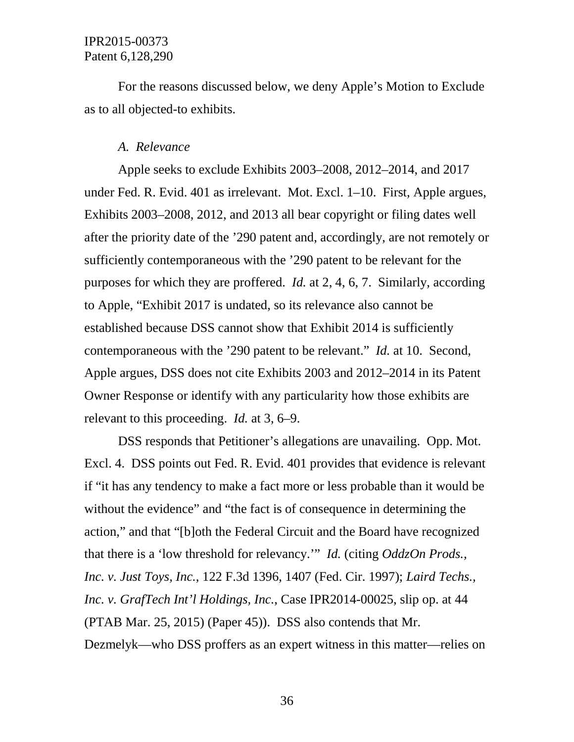For the reasons discussed below, we deny Apple's Motion to Exclude as to all objected-to exhibits.

### *A. Relevance*

Apple seeks to exclude Exhibits 2003–2008, 2012–2014, and 2017 under Fed. R. Evid. 401 as irrelevant. Mot. Excl. 1–10. First, Apple argues, Exhibits 2003–2008, 2012, and 2013 all bear copyright or filing dates well after the priority date of the '290 patent and, accordingly, are not remotely or sufficiently contemporaneous with the '290 patent to be relevant for the purposes for which they are proffered. *Id.* at 2, 4, 6, 7. Similarly, according to Apple, "Exhibit 2017 is undated, so its relevance also cannot be established because DSS cannot show that Exhibit 2014 is sufficiently contemporaneous with the '290 patent to be relevant." *Id.* at 10. Second, Apple argues, DSS does not cite Exhibits 2003 and 2012–2014 in its Patent Owner Response or identify with any particularity how those exhibits are relevant to this proceeding. *Id.* at 3, 6–9.

DSS responds that Petitioner's allegations are unavailing. Opp. Mot. Excl. 4. DSS points out Fed. R. Evid. 401 provides that evidence is relevant if "it has any tendency to make a fact more or less probable than it would be without the evidence" and "the fact is of consequence in determining the action," and that "[b]oth the Federal Circuit and the Board have recognized that there is a 'low threshold for relevancy.'" *Id.* (citing *OddzOn Prods., Inc. v. Just Toys, Inc.*, 122 F.3d 1396, 1407 (Fed. Cir. 1997); *Laird Techs., Inc. v. GrafTech Int'l Holdings, Inc.*, Case IPR2014-00025, slip op. at 44 (PTAB Mar. 25, 2015) (Paper 45)). DSS also contends that Mr. Dezmelyk—who DSS proffers as an expert witness in this matter—relies on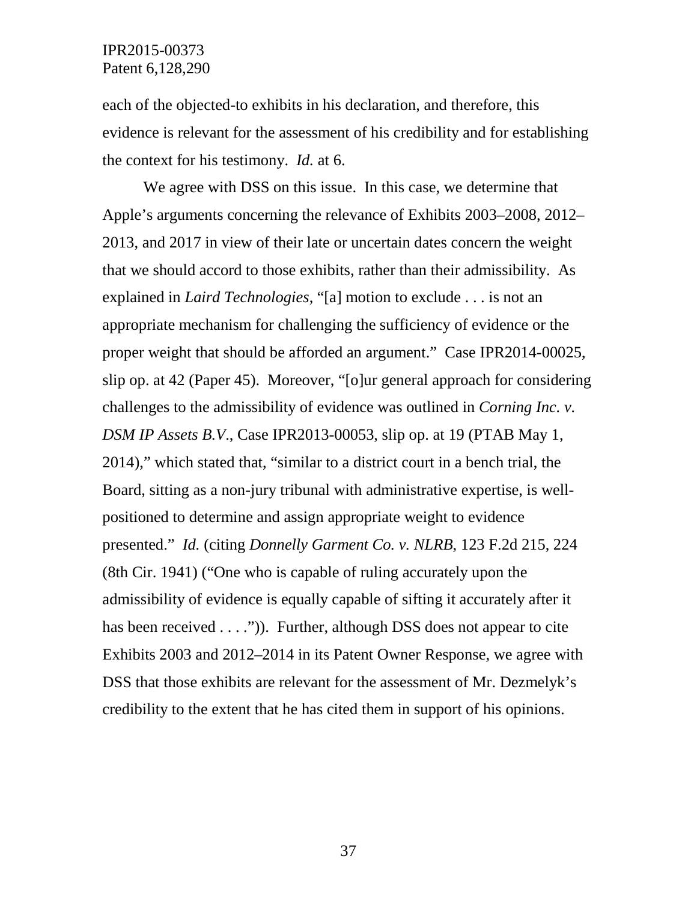each of the objected-to exhibits in his declaration, and therefore, this evidence is relevant for the assessment of his credibility and for establishing the context for his testimony. *Id.* at 6.

We agree with DSS on this issue. In this case, we determine that Apple's arguments concerning the relevance of Exhibits 2003–2008, 2012–2013, and 2017 in view of their late or uncertain dates concern the weight that we should accord to those exhibits, rather than their admissibility. As explained in *Laird Technologies*, "[a] motion to exclude . . . is not an appropriate mechanism for challenging the sufficiency of evidence or the proper weight that should be afforded an argument." Case IPR2014-00025, slip op. at 42 (Paper 45). Moreover, "[o]ur general approach for considering challenges to the admissibility of evidence was outlined in *Corning Inc. v. DSM IP Assets B.V.*, Case IPR2013-00053, slip op. at 19 (PTAB May 1, 2014)," which stated that, "similar to a district court in a bench trial, the Board, sitting as a non-jury tribunal with administrative expertise, is well-positioned to determine and assign appropriate weight to evidence presented." *Id.* (citing *Donnelly Garment Co. v. NLRB*, 123 F.2d 215, 224 (8th Cir. 1941) ("One who is capable of ruling accurately upon the admissibility of evidence is equally capable of sifting it accurately after it has been received . . . .")). Further, although DSS does not appear to cite Exhibits 2003 and 2012–2014 in its Patent Owner Response, we agree with DSS that those exhibits are relevant for the assessment of Mr. Dezmelyk's credibility to the extent that he has cited them in support of his opinions.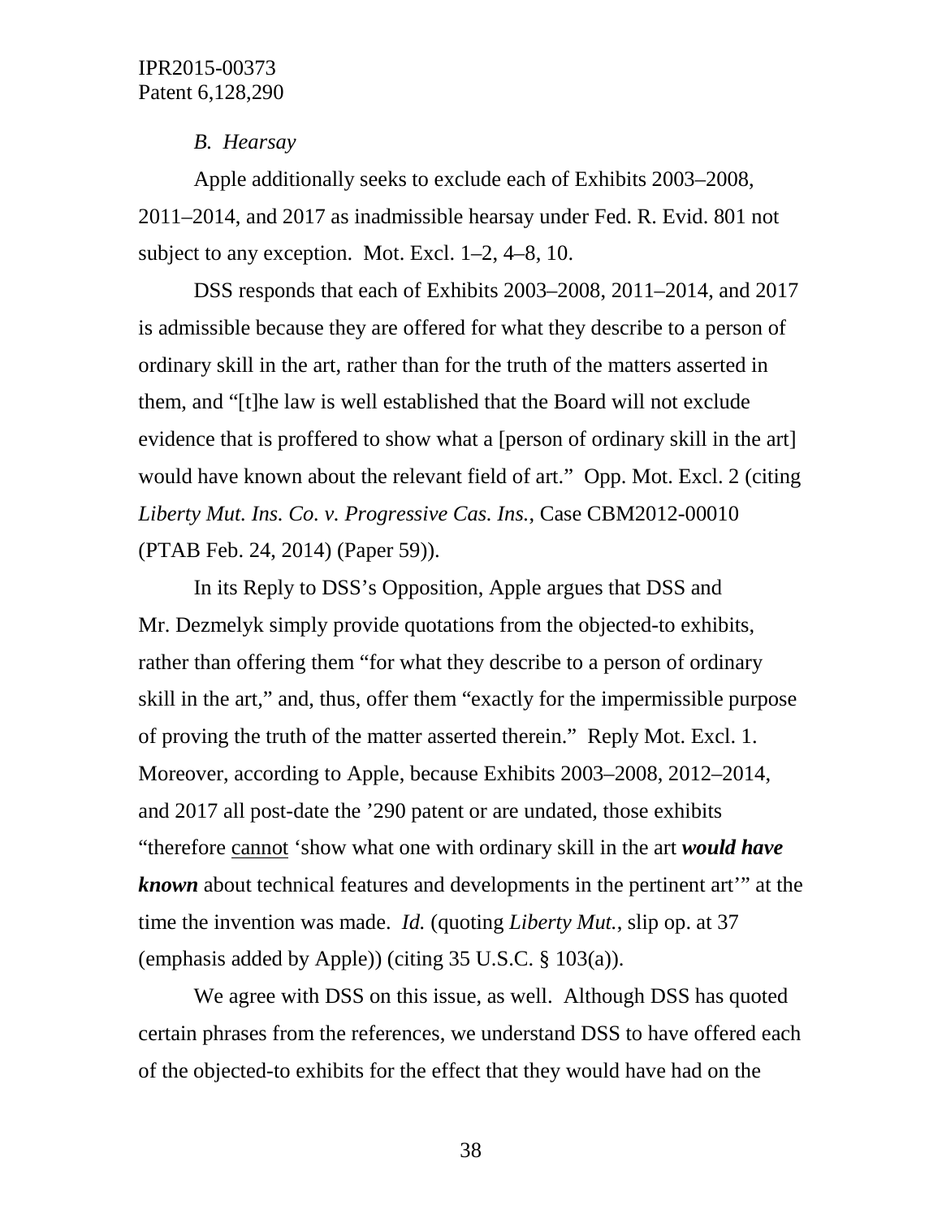### *B. Hearsay*

Apple additionally seeks to exclude each of Exhibits 2003–2008, 2011–2014, and 2017 as inadmissible hearsay under Fed. R. Evid. 801 not subject to any exception. Mot. Excl. 1–2, 4–8, 10.

DSS responds that each of Exhibits 2003–2008, 2011–2014, and 2017 is admissible because they are offered for what they describe to a person of ordinary skill in the art, rather than for the truth of the matters asserted in them, and "[t]he law is well established that the Board will not exclude evidence that is proffered to show what a [person of ordinary skill in the art] would have known about the relevant field of art." Opp. Mot. Excl. 2 (citing *Liberty Mut. Ins. Co. v. Progressive Cas. Ins.*, Case CBM2012-00010 (PTAB Feb. 24, 2014) (Paper 59)).

In its Reply to DSS's Opposition, Apple argues that DSS and Mr. Dezmelyk simply provide quotations from the objected-to exhibits, rather than offering them "for what they describe to a person of ordinary skill in the art," and, thus, offer them "exactly for the impermissible purpose of proving the truth of the matter asserted therein." Reply Mot. Excl. 1. Moreover, according to Apple, because Exhibits 2003–2008, 2012–2014, and 2017 all post-date the '290 patent or are undated, those exhibits "therefore <u>cannot</u> 'show what one with ordinary skill in the art ***would have known*** about technical features and developments in the pertinent art'" at the time the invention was made. *Id.* (quoting *Liberty Mut.*, slip op. at 37 (emphasis added by Apple)) (citing 35 U.S.C. § 103(a)).

We agree with DSS on this issue, as well. Although DSS has quoted certain phrases from the references, we understand DSS to have offered each of the objected-to exhibits for the effect that they would have had on the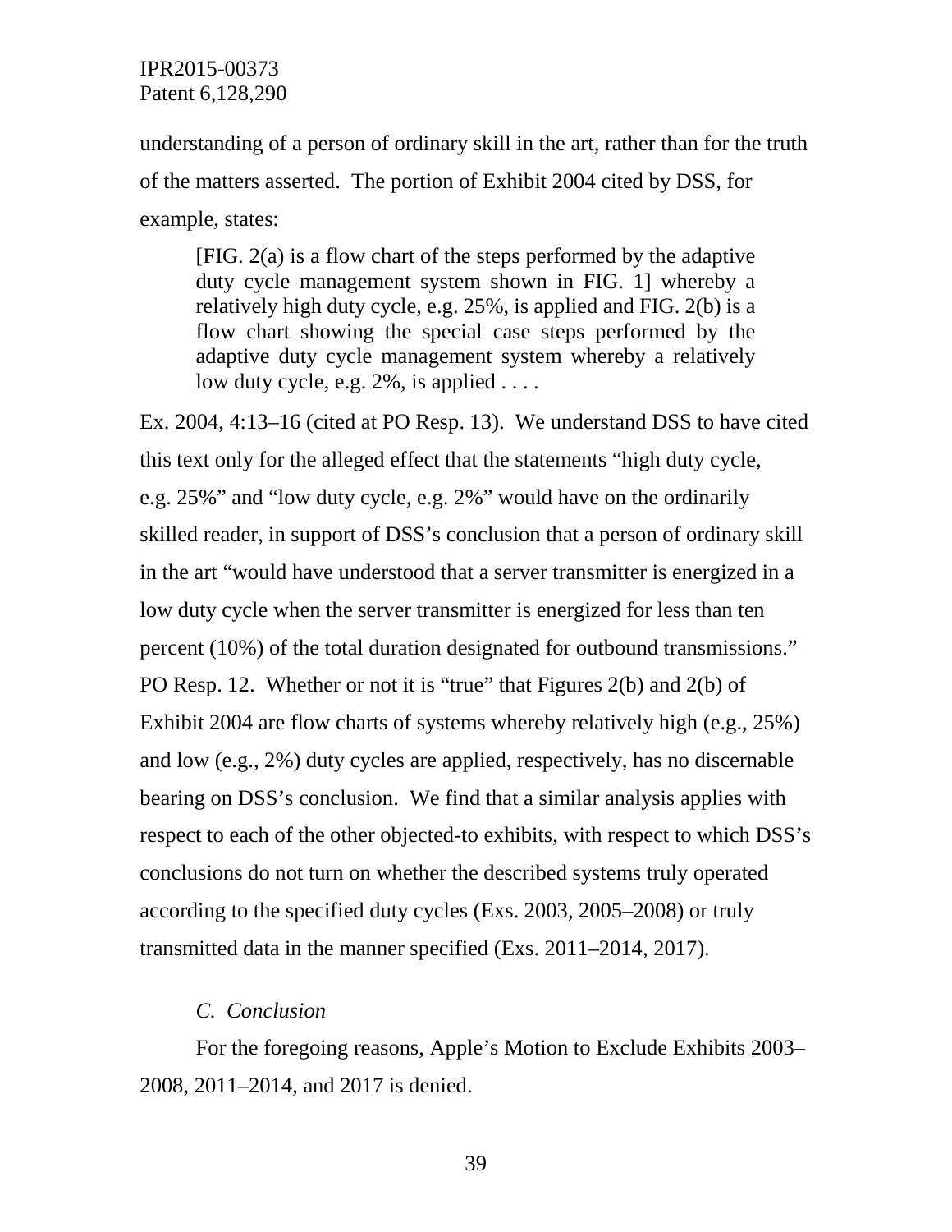understanding of a person of ordinary skill in the art, rather than for the truth of the matters asserted. The portion of Exhibit 2004 cited by DSS, for example, states:

> [FIG. 2(a) is a flow chart of the steps performed by the adaptive duty cycle management system shown in FIG. 1] whereby a relatively high duty cycle, e.g. 25%, is applied and FIG. 2(b) is a flow chart showing the special case steps performed by the adaptive duty cycle management system whereby a relatively low duty cycle, e.g. 2%, is applied . . . .

Ex. 2004, 4:13–16 (cited at PO Resp. 13). We understand DSS to have cited this text only for the alleged effect that the statements "high duty cycle, e.g. 25%" and "low duty cycle, e.g. 2%" would have on the ordinarily skilled reader, in support of DSS's conclusion that a person of ordinary skill in the art "would have understood that a server transmitter is energized in a low duty cycle when the server transmitter is energized for less than ten percent (10%) of the total duration designated for outbound transmissions." PO Resp. 12. Whether or not it is "true" that Figures 2(b) and 2(b) of Exhibit 2004 are flow charts of systems whereby relatively high (e.g., 25%) and low (e.g., 2%) duty cycles are applied, respectively, has no discernable bearing on DSS's conclusion. We find that a similar analysis applies with respect to each of the other objected-to exhibits, with respect to which DSS's conclusions do not turn on whether the described systems truly operated according to the specified duty cycles (Exs. 2003, 2005–2008) or truly transmitted data in the manner specified (Exs. 2011–2014, 2017).

### *C. Conclusion*

For the foregoing reasons, Apple's Motion to Exclude Exhibits 2003–2008, 2011–2014, and 2017 is denied.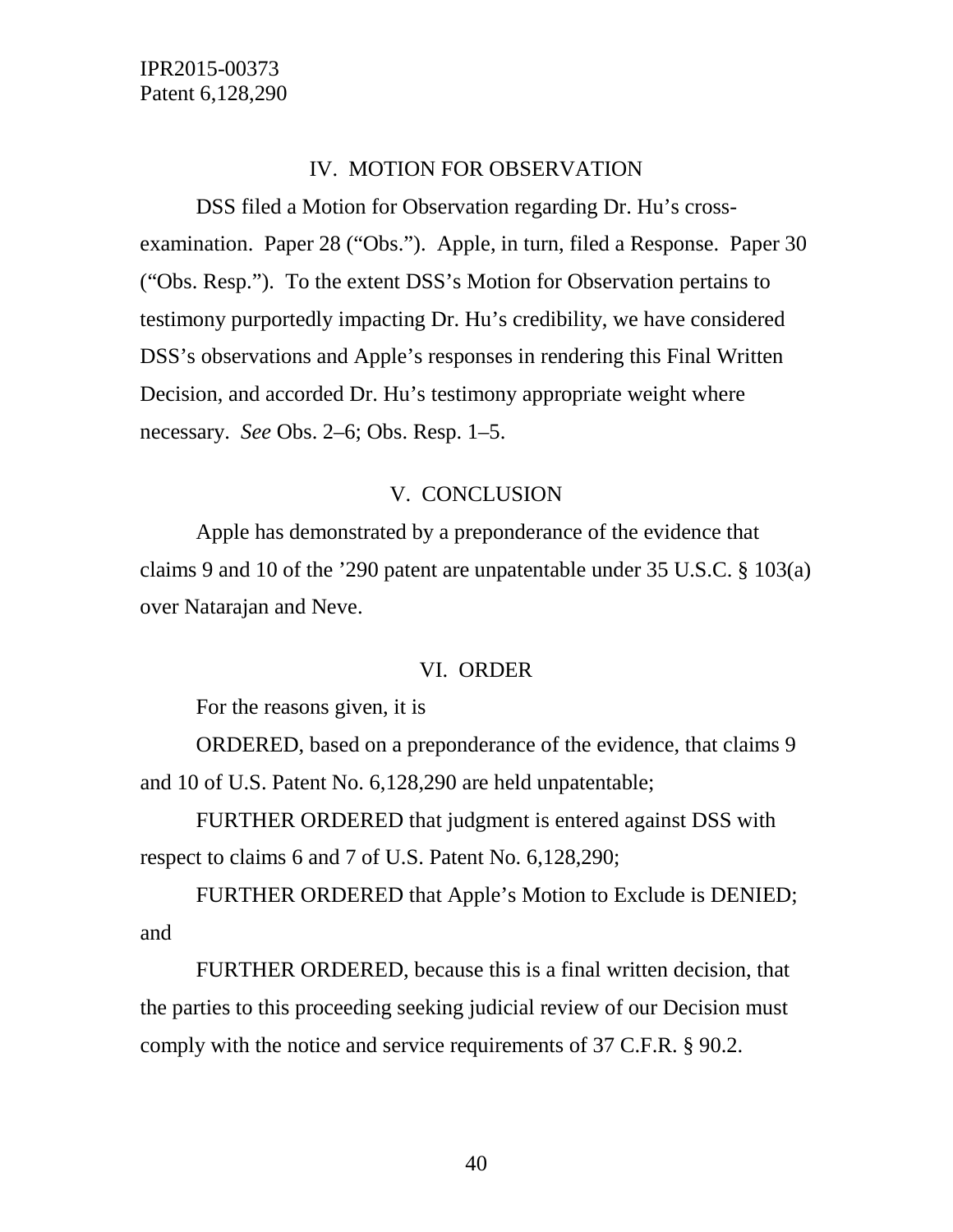## IV. MOTION FOR OBSERVATION

DSS filed a Motion for Observation regarding Dr. Hu's cross-examination. Paper 28 ("Obs."). Apple, in turn, filed a Response. Paper 30 ("Obs. Resp."). To the extent DSS's Motion for Observation pertains to testimony purportedly impacting Dr. Hu's credibility, we have considered DSS's observations and Apple's responses in rendering this Final Written Decision, and accorded Dr. Hu's testimony appropriate weight where necessary. *See* Obs. 2–6; Obs. Resp. 1–5.

## V. CONCLUSION

Apple has demonstrated by a preponderance of the evidence that claims 9 and 10 of the '290 patent are unpatentable under 35 U.S.C. § 103(a) over Natarajan and Neve.

## VI. ORDER

For the reasons given, it is

ORDERED, based on a preponderance of the evidence, that claims 9 and 10 of U.S. Patent No. 6,128,290 are held unpatentable;

FURTHER ORDERED that judgment is entered against DSS with respect to claims 6 and 7 of U.S. Patent No. 6,128,290;

FURTHER ORDERED that Apple's Motion to Exclude is DENIED; and

FURTHER ORDERED, because this is a final written decision, that the parties to this proceeding seeking judicial review of our Decision must comply with the notice and service requirements of 37 C.F.R. § 90.2.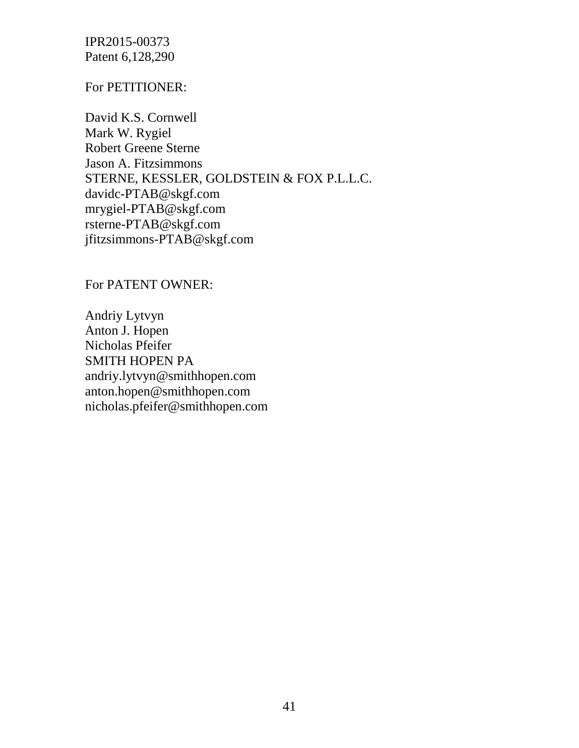For PETITIONER:

David K.S. Cornwell
Mark W. Rygiel
Robert Greene Sterne
Jason A. Fitzsimmons
STERNE, KESSLER, GOLDSTEIN & FOX P.L.L.C.
davidc-PTAB@skgf.com
mrygiel-PTAB@skgf.com
rsterne-PTAB@skgf.com
jfitzsimmons-PTAB@skgf.com

For PATENT OWNER:

Andriy Lytvyn
Anton J. Hopen
Nicholas Pfeifer
SMITH HOPEN PA
andriy.lytvyn@smithhopen.com
anton.hopen@smithhopen.com
nicholas.pfeifer@smithhopen.com